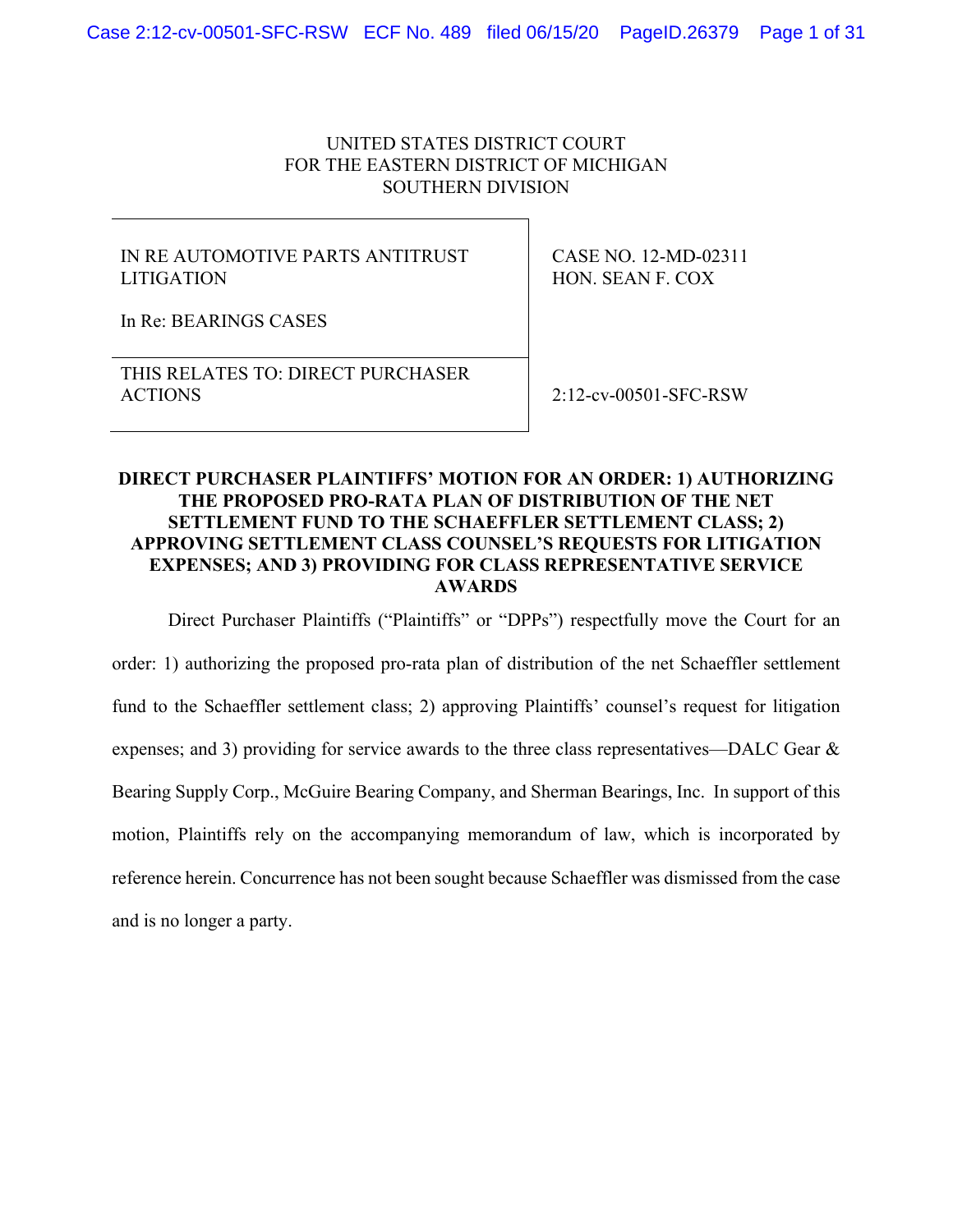UNITED STATES DISTRICT COURT
FOR THE EASTERN DISTRICT OF MICHIGAN
SOUTHERN DIVISION

| IN RE AUTOMOTIVE PARTS ANTITRUST LITIGATION<br><br>In Re: BEARINGS CASES | CASE NO. 12-MD-02311<br>HON. SEAN F. COX |
|---|---|
| THIS RELATES TO: DIRECT PURCHASER ACTIONS | 2:12-cv-00501-SFC-RSW |

**DIRECT PURCHASER PLAINTIFFS' MOTION FOR AN ORDER: 1) AUTHORIZING THE PROPOSED PRO-RATA PLAN OF DISTRIBUTION OF THE NET SETTLEMENT FUND TO THE SCHAEFFLER SETTLEMENT CLASS; 2) APPROVING SETTLEMENT CLASS COUNSEL'S REQUESTS FOR LITIGATION EXPENSES; AND 3) PROVIDING FOR CLASS REPRESENTATIVE SERVICE AWARDS**

Direct Purchaser Plaintiffs ("Plaintiffs" or "DPPs") respectfully move the Court for an order: 1) authorizing the proposed pro-rata plan of distribution of the net Schaeffler settlement fund to the Schaeffler settlement class; 2) approving Plaintiffs' counsel's request for litigation expenses; and 3) providing for service awards to the three class representatives—DALC Gear & Bearing Supply Corp., McGuire Bearing Company, and Sherman Bearings, Inc. In support of this motion, Plaintiffs rely on the accompanying memorandum of law, which is incorporated by reference herein. Concurrence has not been sought because Schaeffler was dismissed from the case and is no longer a party.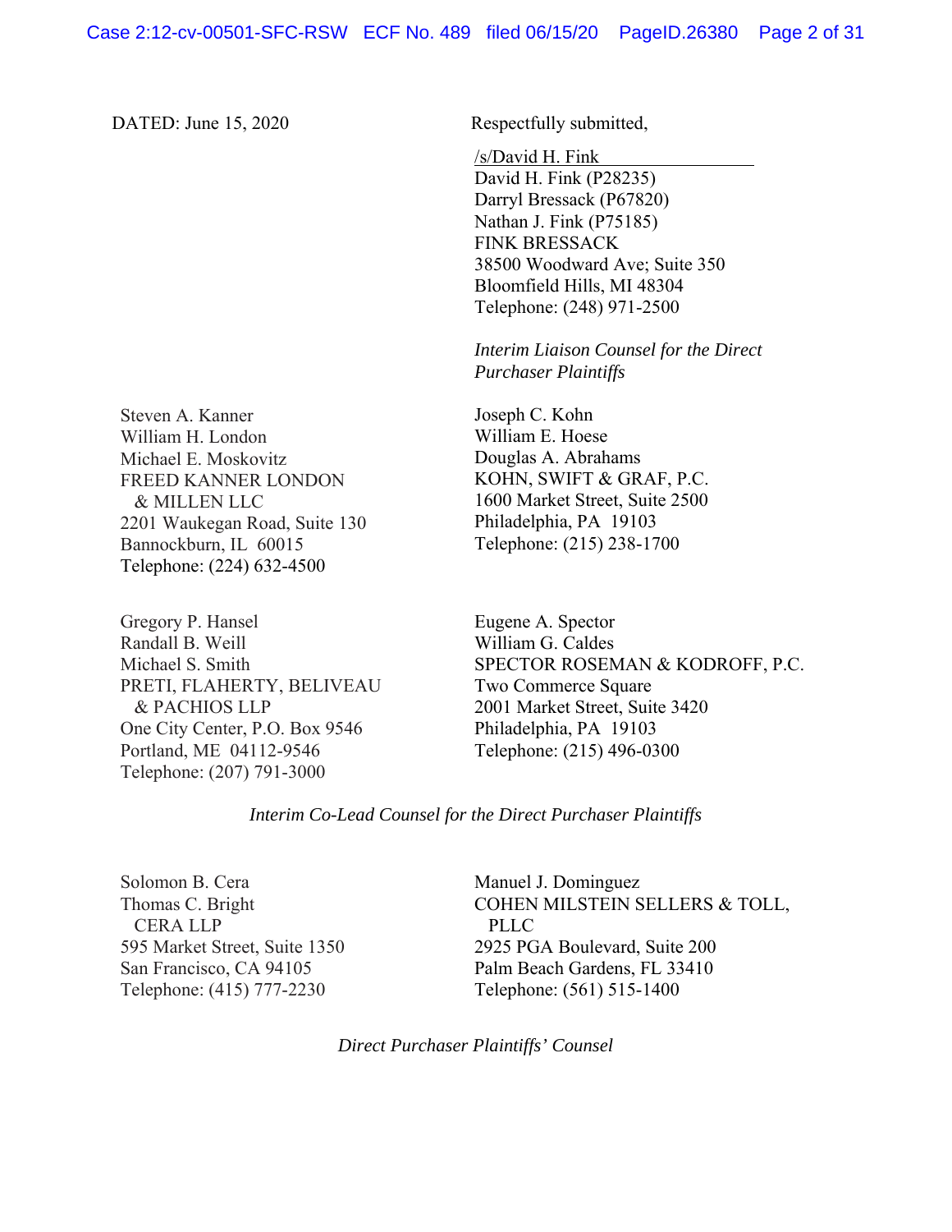DATED: June 15, 2020

Respectfully submitted,

/s/David H. Fink
David H. Fink (P28235)
Darryl Bressack (P67820)
Nathan J. Fink (P75185)
FINK BRESSACK
38500 Woodward Ave; Suite 350
Bloomfield Hills, MI 48304
Telephone: (248) 971-2500

*Interim Liaison Counsel for the Direct Purchaser Plaintiffs*

Steven A. Kanner
William H. London
Michael E. Moskovitz
FREED KANNER LONDON & MILLEN LLC
2201 Waukegan Road, Suite 130
Bannockburn, IL 60015
Telephone: (224) 632-4500

Joseph C. Kohn
William E. Hoese
Douglas A. Abrahams
KOHN, SWIFT & GRAF, P.C.
1600 Market Street, Suite 2500
Philadelphia, PA 19103
Telephone: (215) 238-1700

Gregory P. Hansel
Randall B. Weill
Michael S. Smith
PRETI, FLAHERTY, BELIVEAU & PACHIOS LLP
One City Center, P.O. Box 9546
Portland, ME 04112-9546
Telephone: (207) 791-3000

Eugene A. Spector
William G. Caldes
SPECTOR ROSEMAN & KODROFF, P.C.
Two Commerce Square
2001 Market Street, Suite 3420
Philadelphia, PA 19103
Telephone: (215) 496-0300

*Interim Co-Lead Counsel for the Direct Purchaser Plaintiffs*

Solomon B. Cera
Thomas C. Bright
CERA LLP
595 Market Street, Suite 1350
San Francisco, CA 94105
Telephone: (415) 777-2230

Manuel J. Dominguez
COHEN MILSTEIN SELLERS & TOLL, PLLC
2925 PGA Boulevard, Suite 200
Palm Beach Gardens, FL 33410
Telephone: (561) 515-1400

*Direct Purchaser Plaintiffs' Counsel*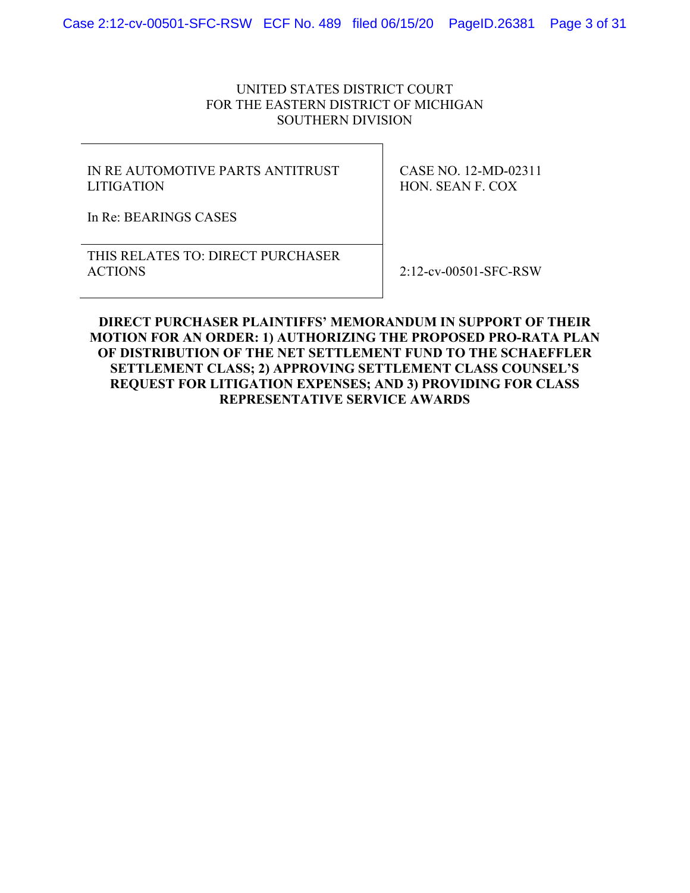UNITED STATES DISTRICT COURT
FOR THE EASTERN DISTRICT OF MICHIGAN
SOUTHERN DIVISION

| | |
|---|---|
| IN RE AUTOMOTIVE PARTS ANTITRUST LITIGATION<br><br>In Re: BEARINGS CASES | CASE NO. 12-MD-02311<br>HON. SEAN F. COX |
| THIS RELATES TO: DIRECT PURCHASER ACTIONS | 2:12-cv-00501-SFC-RSW |

**DIRECT PURCHASER PLAINTIFFS' MEMORANDUM IN SUPPORT OF THEIR MOTION FOR AN ORDER: 1) AUTHORIZING THE PROPOSED PRO-RATA PLAN OF DISTRIBUTION OF THE NET SETTLEMENT FUND TO THE SCHAEFFLER SETTLEMENT CLASS; 2) APPROVING SETTLEMENT CLASS COUNSEL'S REQUEST FOR LITIGATION EXPENSES; AND 3) PROVIDING FOR CLASS REPRESENTATIVE SERVICE AWARDS**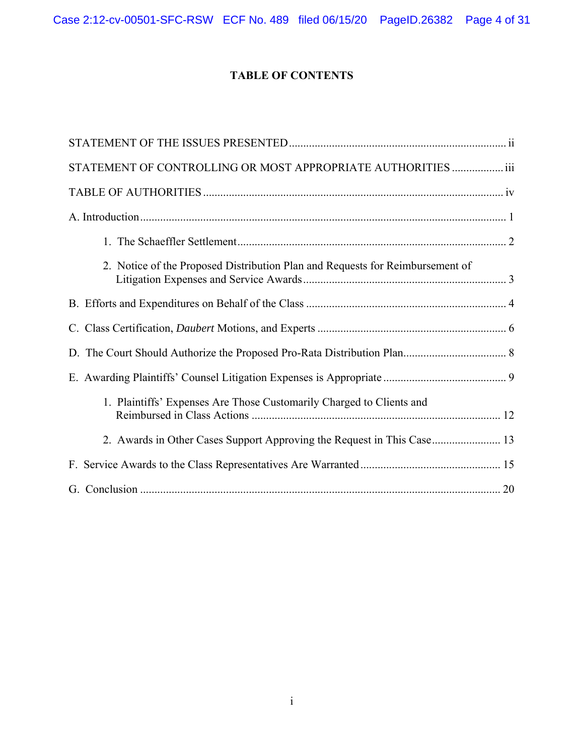# TABLE OF CONTENTS

STATEMENT OF THE ISSUES PRESENTED ........................................................................... ii

STATEMENT OF CONTROLLING OR MOST APPROPRIATE AUTHORITIES .................. iii

TABLE OF AUTHORITIES ........................................................................................................ iv

A. Introduction ............................................................................................................................... 1

- 1. The Schaeffler Settlement ............................................................................................. 2
- 2. Notice of the Proposed Distribution Plan and Requests for Reimbursement of Litigation Expenses and Service Awards ....................................................................... 3

B. Efforts and Expenditures on Behalf of the Class ..................................................................... 4

C. Class Certification, *Daubert* Motions, and Experts .................................................................. 6

D. The Court Should Authorize the Proposed Pro-Rata Distribution Plan.................................... 8

E. Awarding Plaintiffs' Counsel Litigation Expenses is Appropriate ........................................... 9

- 1. Plaintiffs' Expenses Are Those Customarily Charged to Clients and Reimbursed in Class Actions ...................................................................................... 12
- 2. Awards in Other Cases Support Approving the Request in This Case........................ 13

F. Service Awards to the Class Representatives Are Warranted ................................................. 15

G. Conclusion ............................................................................................................................. 20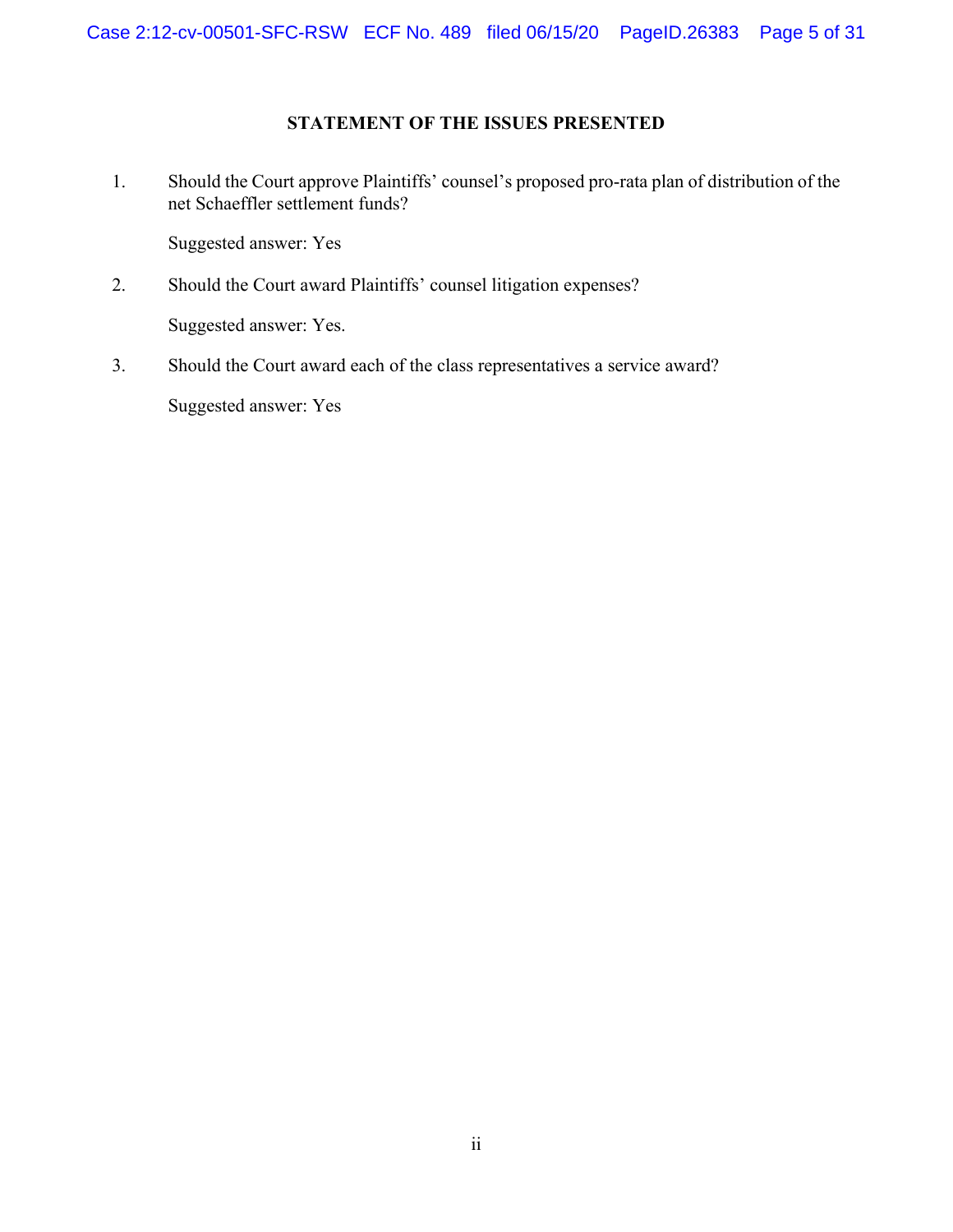## STATEMENT OF THE ISSUES PRESENTED

1. Should the Court approve Plaintiffs' counsel's proposed pro-rata plan of distribution of the net Schaeffler settlement funds?

   Suggested answer: Yes

2. Should the Court award Plaintiffs' counsel litigation expenses?

   Suggested answer: Yes.

3. Should the Court award each of the class representatives a service award?

   Suggested answer: Yes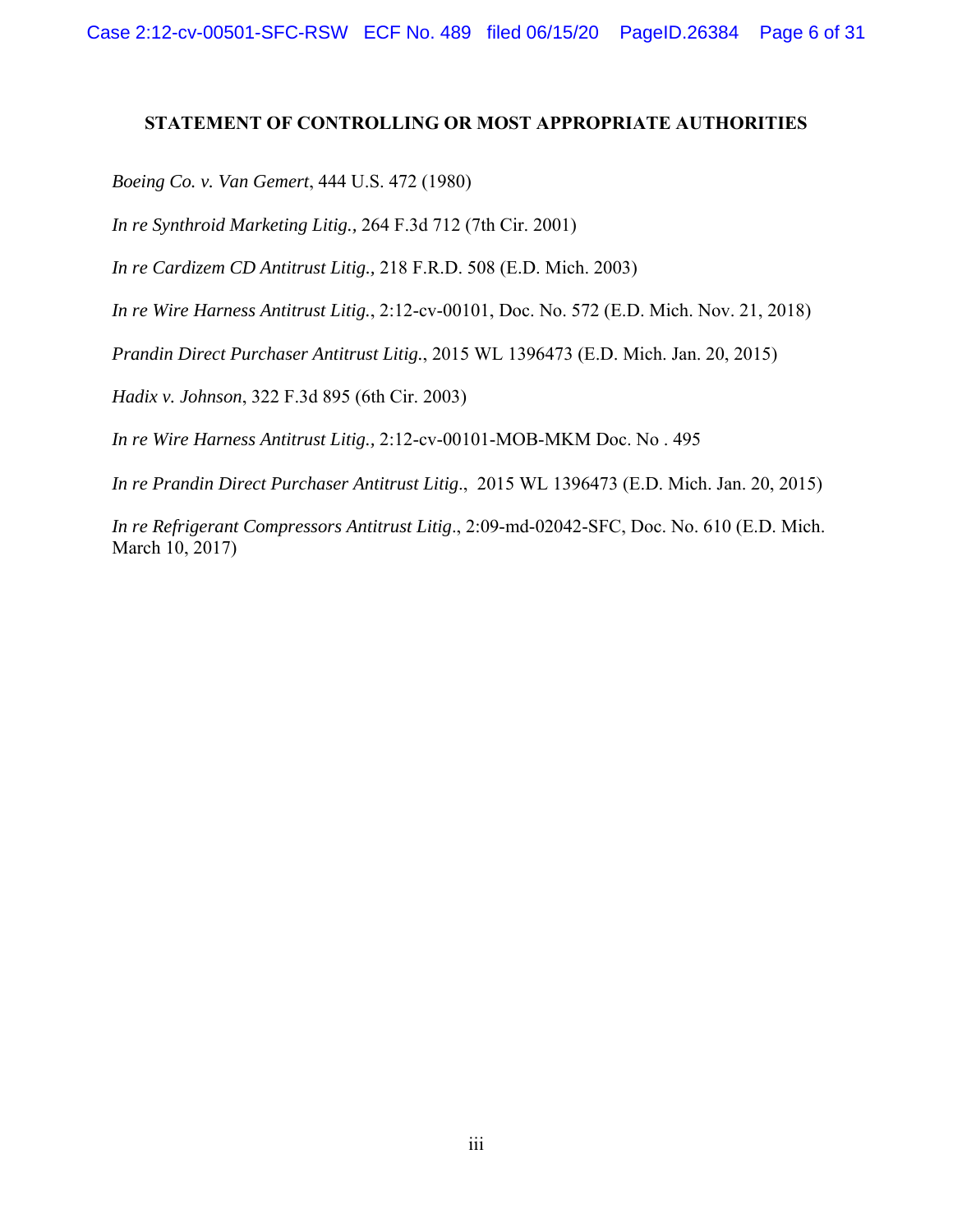## STATEMENT OF CONTROLLING OR MOST APPROPRIATE AUTHORITIES

*Boeing Co. v. Van Gemert*, 444 U.S. 472 (1980)

*In re Synthroid Marketing Litig.*, 264 F.3d 712 (7th Cir. 2001)

*In re Cardizem CD Antitrust Litig.,* 218 F.R.D. 508 (E.D. Mich. 2003)

*In re Wire Harness Antitrust Litig.*, 2:12-cv-00101, Doc. No. 572 (E.D. Mich. Nov. 21, 2018)

*Prandin Direct Purchaser Antitrust Litig.*, 2015 WL 1396473 (E.D. Mich. Jan. 20, 2015)

*Hadix v. Johnson*, 322 F.3d 895 (6th Cir. 2003)

*In re Wire Harness Antitrust Litig.,* 2:12-cv-00101-MOB-MKM Doc. No . 495

*In re Prandin Direct Purchaser Antitrust Litig*., 2015 WL 1396473 (E.D. Mich. Jan. 20, 2015)

*In re Refrigerant Compressors Antitrust Litig*., 2:09-md-02042-SFC, Doc. No. 610 (E.D. Mich. March 10, 2017)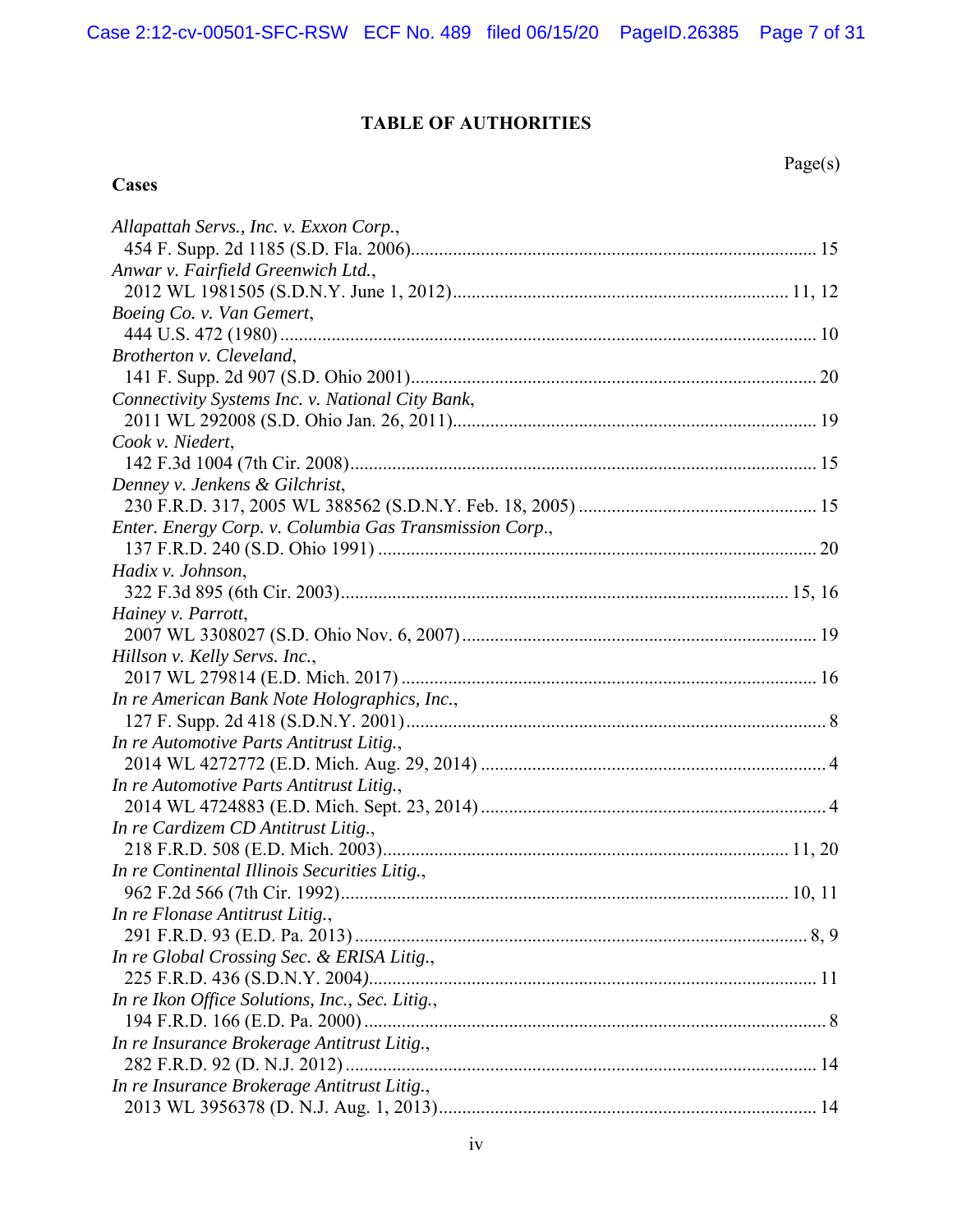# TABLE OF AUTHORITIES

**Cases** Page(s)

*Allapattah Servs., Inc. v. Exxon Corp.*,
454 F. Supp. 2d 1185 (S.D. Fla. 2006)....................................................................................... 15

*Anwar v. Fairfield Greenwich Ltd.*,
2012 WL 1981505 (S.D.N.Y. June 1, 2012)........................................................................ 11, 12

*Boeing Co. v. Van Gemert*,
444 U.S. 472 (1980) ................................................................................................................... 10

*Brotherton v. Cleveland*,
141 F. Supp. 2d 907 (S.D. Ohio 2001)....................................................................................... 20

*Connectivity Systems Inc. v. National City Bank*,
2011 WL 292008 (S.D. Ohio Jan. 26, 2011)............................................................................... 19

*Cook v. Niedert*,
142 F.3d 1004 (7th Cir. 2008).................................................................................................... 15

*Denney v. Jenkens & Gilchrist*,
230 F.R.D. 317, 2005 WL 388562 (S.D.N.Y. Feb. 18, 2005) ................................................... 15

*Enter. Energy Corp. v. Columbia Gas Transmission Corp.*,
137 F.R.D. 240 (S.D. Ohio 1991) .............................................................................................. 20

*Hadix v. Johnson*,
322 F.3d 895 (6th Cir. 2003)................................................................................................ 15, 16

*Hainey v. Parrott*,
2007 WL 3308027 (S.D. Ohio Nov. 6, 2007)............................................................................ 19

*Hillson v. Kelly Servs. Inc.*,
2017 WL 279814 (E.D. Mich. 2017) ......................................................................................... 16

*In re American Bank Note Holographics, Inc.*,
127 F. Supp. 2d 418 (S.D.N.Y. 2001).......................................................................................... 8

*In re Automotive Parts Antitrust Litig.*,
2014 WL 4272772 (E.D. Mich. Aug. 29, 2014) .......................................................................... 4

*In re Automotive Parts Antitrust Litig.*,
2014 WL 4724883 (E.D. Mich. Sept. 23, 2014) .......................................................................... 4

*In re Cardizem CD Antitrust Litig.*,
218 F.R.D. 508 (E.D. Mich. 2003)....................................................................................... 11, 20

*In re Continental Illinois Securities Litig.*,
962 F.2d 566 (7th Cir. 1992)................................................................................................ 10, 11

*In re Flonase Antitrust Litig.*,
291 F.R.D. 93 (E.D. Pa. 2013) ................................................................................................ 8, 9

*In re Global Crossing Sec. & ERISA Litig.*,
225 F.R.D. 436 (S.D.N.Y. 2004)............................................................................................... 11

*In re Ikon Office Solutions, Inc., Sec. Litig.*,
194 F.R.D. 166 (E.D. Pa. 2000) .................................................................................................. 8

*In re Insurance Brokerage Antitrust Litig.*,
282 F.R.D. 92 (D. N.J. 2012) ..................................................................................................... 14

*In re Insurance Brokerage Antitrust Litig.*,
2013 WL 3956378 (D. N.J. Aug. 1, 2013)................................................................................. 14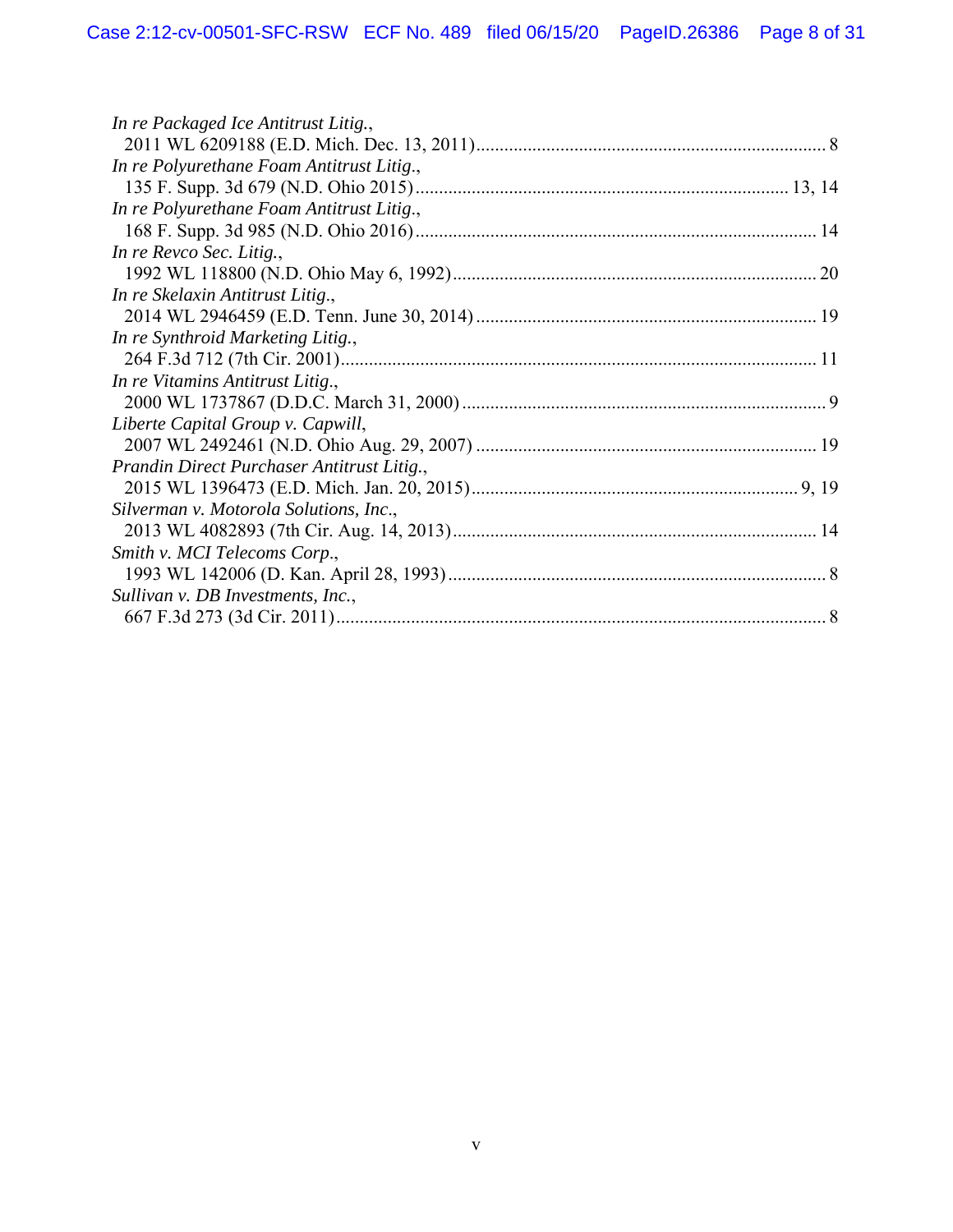*In re Packaged Ice Antitrust Litig.*,
2011 WL 6209188 (E.D. Mich. Dec. 13, 2011)............................................................................ 8

*In re Polyurethane Foam Antitrust Litig*.,
135 F. Supp. 3d 679 (N.D. Ohio 2015)................................................................................ 13, 14

*In re Polyurethane Foam Antitrust Litig*.,
168 F. Supp. 3d 985 (N.D. Ohio 2016)...................................................................................... 14

*In re Revco Sec. Litig.*,
1992 WL 118800 (N.D. Ohio May 6, 1992).............................................................................. 20

*In re Skelaxin Antitrust Litig*.,
2014 WL 2946459 (E.D. Tenn. June 30, 2014) ......................................................................... 19

*In re Synthroid Marketing Litig.*,
264 F.3d 712 (7th Cir. 2001)...................................................................................................... 11

*In re Vitamins Antitrust Litig*.,
2000 WL 1737867 (D.D.C. March 31, 2000) .............................................................................. 9

*Liberte Capital Group v. Capwill*,
2007 WL 2492461 (N.D. Ohio Aug. 29, 2007) ......................................................................... 19

*Prandin Direct Purchaser Antitrust Litig.*,
2015 WL 1396473 (E.D. Mich. Jan. 20, 2015)...................................................................... 9, 19

*Silverman v. Motorola Solutions, Inc*.,
2013 WL 4082893 (7th Cir. Aug. 14, 2013).............................................................................. 14

*Smith v. MCI Telecoms Corp*.,
1993 WL 142006 (D. Kan. April 28, 1993)................................................................................. 8

*Sullivan v. DB Investments, Inc.*,
667 F.3d 273 (3d Cir. 2011).......................................................................................................... 8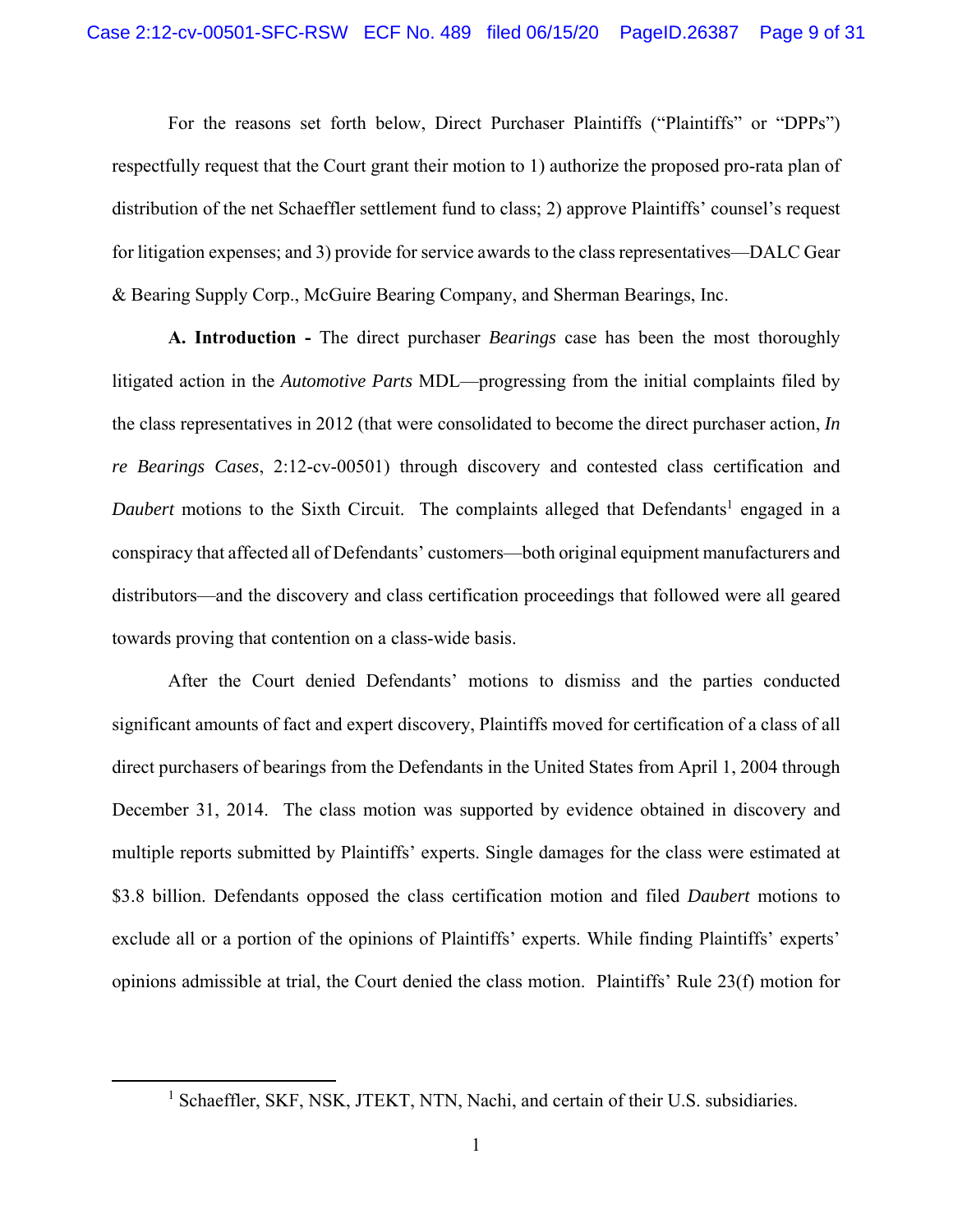For the reasons set forth below, Direct Purchaser Plaintiffs ("Plaintiffs" or "DPPs") respectfully request that the Court grant their motion to 1) authorize the proposed pro-rata plan of distribution of the net Schaeffler settlement fund to class; 2) approve Plaintiffs' counsel's request for litigation expenses; and 3) provide for service awards to the class representatives—DALC Gear & Bearing Supply Corp., McGuire Bearing Company, and Sherman Bearings, Inc.

**A. Introduction -** The direct purchaser *Bearings* case has been the most thoroughly litigated action in the *Automotive Parts* MDL—progressing from the initial complaints filed by the class representatives in 2012 (that were consolidated to become the direct purchaser action, *In re Bearings Cases*, 2:12-cv-00501) through discovery and contested class certification and *Daubert* motions to the Sixth Circuit. The complaints alleged that Defendants[1] engaged in a conspiracy that affected all of Defendants' customers—both original equipment manufacturers and distributors—and the discovery and class certification proceedings that followed were all geared towards proving that contention on a class-wide basis.

After the Court denied Defendants' motions to dismiss and the parties conducted significant amounts of fact and expert discovery, Plaintiffs moved for certification of a class of all direct purchasers of bearings from the Defendants in the United States from April 1, 2004 through December 31, 2014. The class motion was supported by evidence obtained in discovery and multiple reports submitted by Plaintiffs' experts. Single damages for the class were estimated at $3.8 billion. Defendants opposed the class certification motion and filed *Daubert* motions to exclude all or a portion of the opinions of Plaintiffs' experts. While finding Plaintiffs' experts' opinions admissible at trial, the Court denied the class motion. Plaintiffs' Rule 23(f) motion for

---

[1] Schaeffler, SKF, NSK, JTEKT, NTN, Nachi, and certain of their U.S. subsidiaries.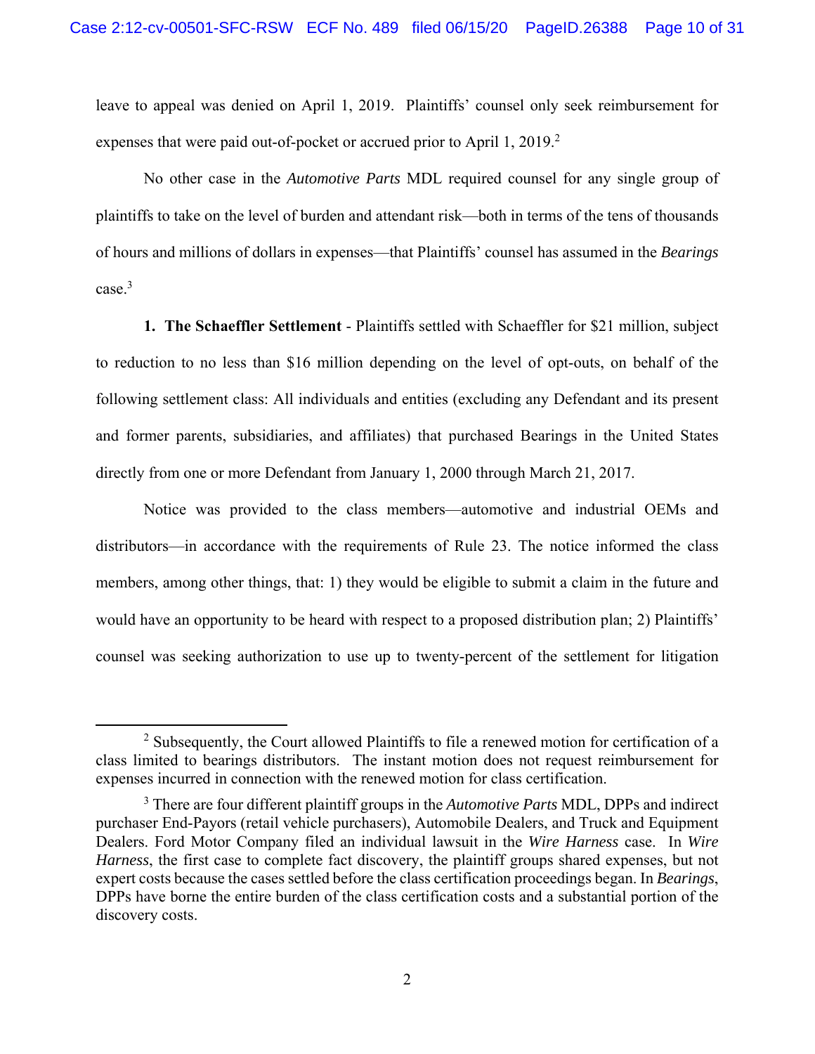leave to appeal was denied on April 1, 2019. Plaintiffs' counsel only seek reimbursement for expenses that were paid out-of-pocket or accrued prior to April 1, 2019.[2]

No other case in the *Automotive Parts* MDL required counsel for any single group of plaintiffs to take on the level of burden and attendant risk—both in terms of the tens of thousands of hours and millions of dollars in expenses—that Plaintiffs' counsel has assumed in the *Bearings* case.[3]

**1. The Schaeffler Settlement** - Plaintiffs settled with Schaeffler for $21 million, subject to reduction to no less than $16 million depending on the level of opt-outs, on behalf of the following settlement class: All individuals and entities (excluding any Defendant and its present and former parents, subsidiaries, and affiliates) that purchased Bearings in the United States directly from one or more Defendant from January 1, 2000 through March 21, 2017.

Notice was provided to the class members—automotive and industrial OEMs and distributors—in accordance with the requirements of Rule 23. The notice informed the class members, among other things, that: 1) they would be eligible to submit a claim in the future and would have an opportunity to be heard with respect to a proposed distribution plan; 2) Plaintiffs' counsel was seeking authorization to use up to twenty-percent of the settlement for litigation

---

[2] Subsequently, the Court allowed Plaintiffs to file a renewed motion for certification of a class limited to bearings distributors. The instant motion does not request reimbursement for expenses incurred in connection with the renewed motion for class certification.

[3] There are four different plaintiff groups in the *Automotive Parts* MDL, DPPs and indirect purchaser End-Payors (retail vehicle purchasers), Automobile Dealers, and Truck and Equipment Dealers. Ford Motor Company filed an individual lawsuit in the *Wire Harness* case. In *Wire Harness*, the first case to complete fact discovery, the plaintiff groups shared expenses, but not expert costs because the cases settled before the class certification proceedings began. In *Bearings*, DPPs have borne the entire burden of the class certification costs and a substantial portion of the discovery costs.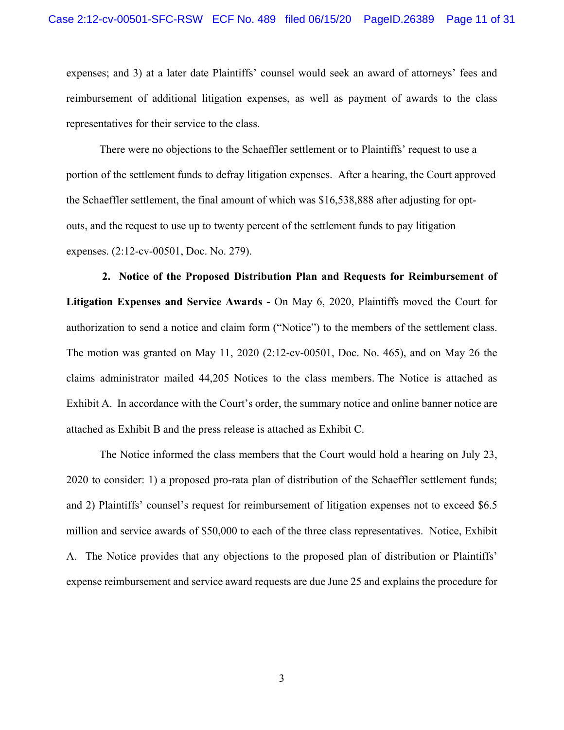expenses; and 3) at a later date Plaintiffs' counsel would seek an award of attorneys' fees and reimbursement of additional litigation expenses, as well as payment of awards to the class representatives for their service to the class.

There were no objections to the Schaeffler settlement or to Plaintiffs' request to use a portion of the settlement funds to defray litigation expenses. After a hearing, the Court approved the Schaeffler settlement, the final amount of which was $16,538,888 after adjusting for opt-outs, and the request to use up to twenty percent of the settlement funds to pay litigation expenses. (2:12-cv-00501, Doc. No. 279).

**2. Notice of the Proposed Distribution Plan and Requests for Reimbursement of Litigation Expenses and Service Awards -** On May 6, 2020, Plaintiffs moved the Court for authorization to send a notice and claim form ("Notice") to the members of the settlement class. The motion was granted on May 11, 2020 (2:12-cv-00501, Doc. No. 465), and on May 26 the claims administrator mailed 44,205 Notices to the class members. The Notice is attached as Exhibit A. In accordance with the Court's order, the summary notice and online banner notice are attached as Exhibit B and the press release is attached as Exhibit C.

The Notice informed the class members that the Court would hold a hearing on July 23, 2020 to consider: 1) a proposed pro-rata plan of distribution of the Schaeffler settlement funds; and 2) Plaintiffs' counsel's request for reimbursement of litigation expenses not to exceed $6.5 million and service awards of $50,000 to each of the three class representatives. Notice, Exhibit A. The Notice provides that any objections to the proposed plan of distribution or Plaintiffs' expense reimbursement and service award requests are due June 25 and explains the procedure for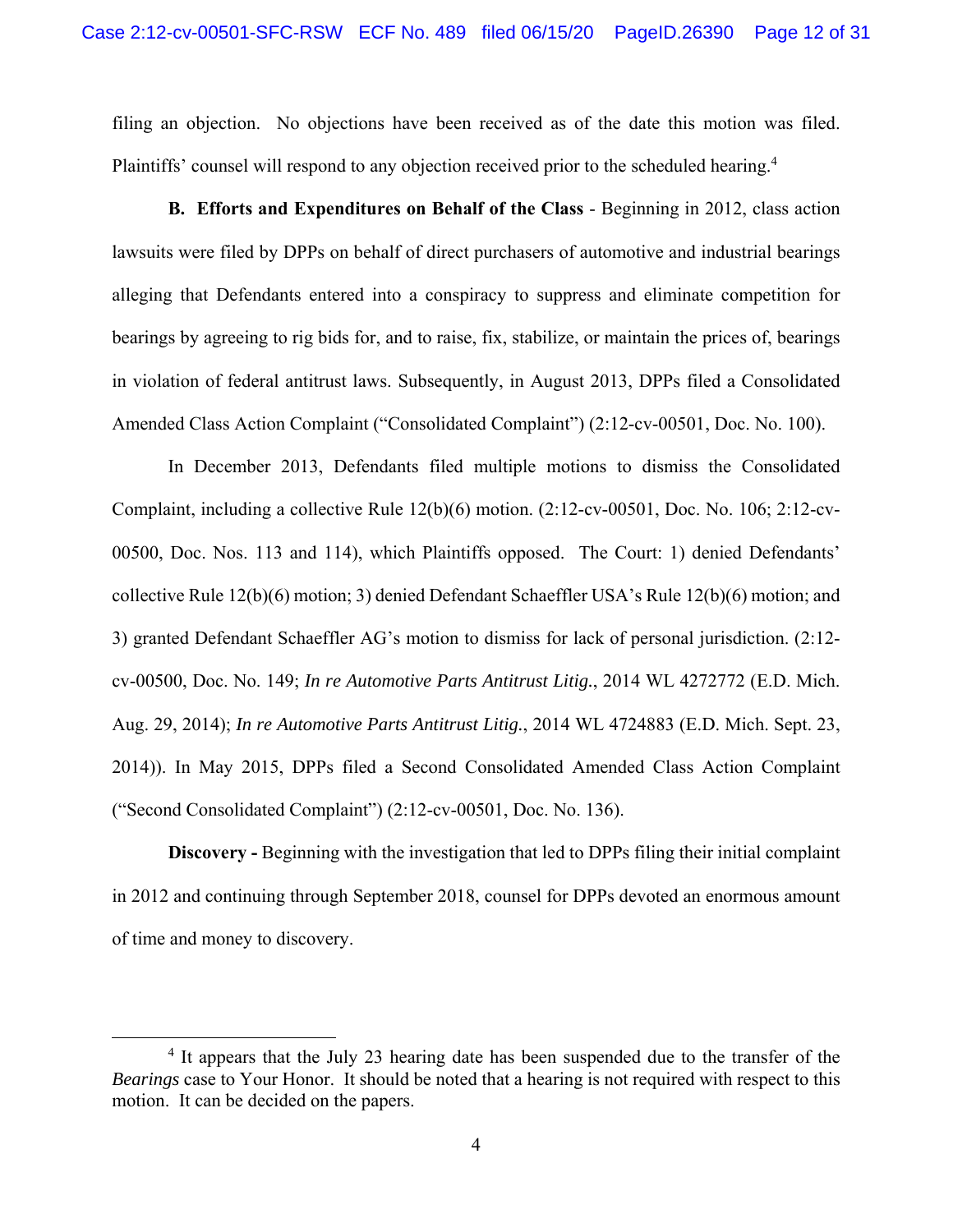filing an objection. No objections have been received as of the date this motion was filed. Plaintiffs' counsel will respond to any objection received prior to the scheduled hearing.[4]

**B. Efforts and Expenditures on Behalf of the Class** - Beginning in 2012, class action lawsuits were filed by DPPs on behalf of direct purchasers of automotive and industrial bearings alleging that Defendants entered into a conspiracy to suppress and eliminate competition for bearings by agreeing to rig bids for, and to raise, fix, stabilize, or maintain the prices of, bearings in violation of federal antitrust laws. Subsequently, in August 2013, DPPs filed a Consolidated Amended Class Action Complaint ("Consolidated Complaint") (2:12-cv-00501, Doc. No. 100).

In December 2013, Defendants filed multiple motions to dismiss the Consolidated Complaint, including a collective Rule 12(b)(6) motion. (2:12-cv-00501, Doc. No. 106; 2:12-cv-00500, Doc. Nos. 113 and 114), which Plaintiffs opposed. The Court: 1) denied Defendants' collective Rule 12(b)(6) motion; 3) denied Defendant Schaeffler USA's Rule 12(b)(6) motion; and 3) granted Defendant Schaeffler AG's motion to dismiss for lack of personal jurisdiction. (2:12-cv-00500, Doc. No. 149; *In re Automotive Parts Antitrust Litig.*, 2014 WL 4272772 (E.D. Mich. Aug. 29, 2014); *In re Automotive Parts Antitrust Litig.*, 2014 WL 4724883 (E.D. Mich. Sept. 23, 2014)). In May 2015, DPPs filed a Second Consolidated Amended Class Action Complaint ("Second Consolidated Complaint") (2:12-cv-00501, Doc. No. 136).

**Discovery -** Beginning with the investigation that led to DPPs filing their initial complaint in 2012 and continuing through September 2018, counsel for DPPs devoted an enormous amount of time and money to discovery.

---

[4] It appears that the July 23 hearing date has been suspended due to the transfer of the *Bearings* case to Your Honor. It should be noted that a hearing is not required with respect to this motion. It can be decided on the papers.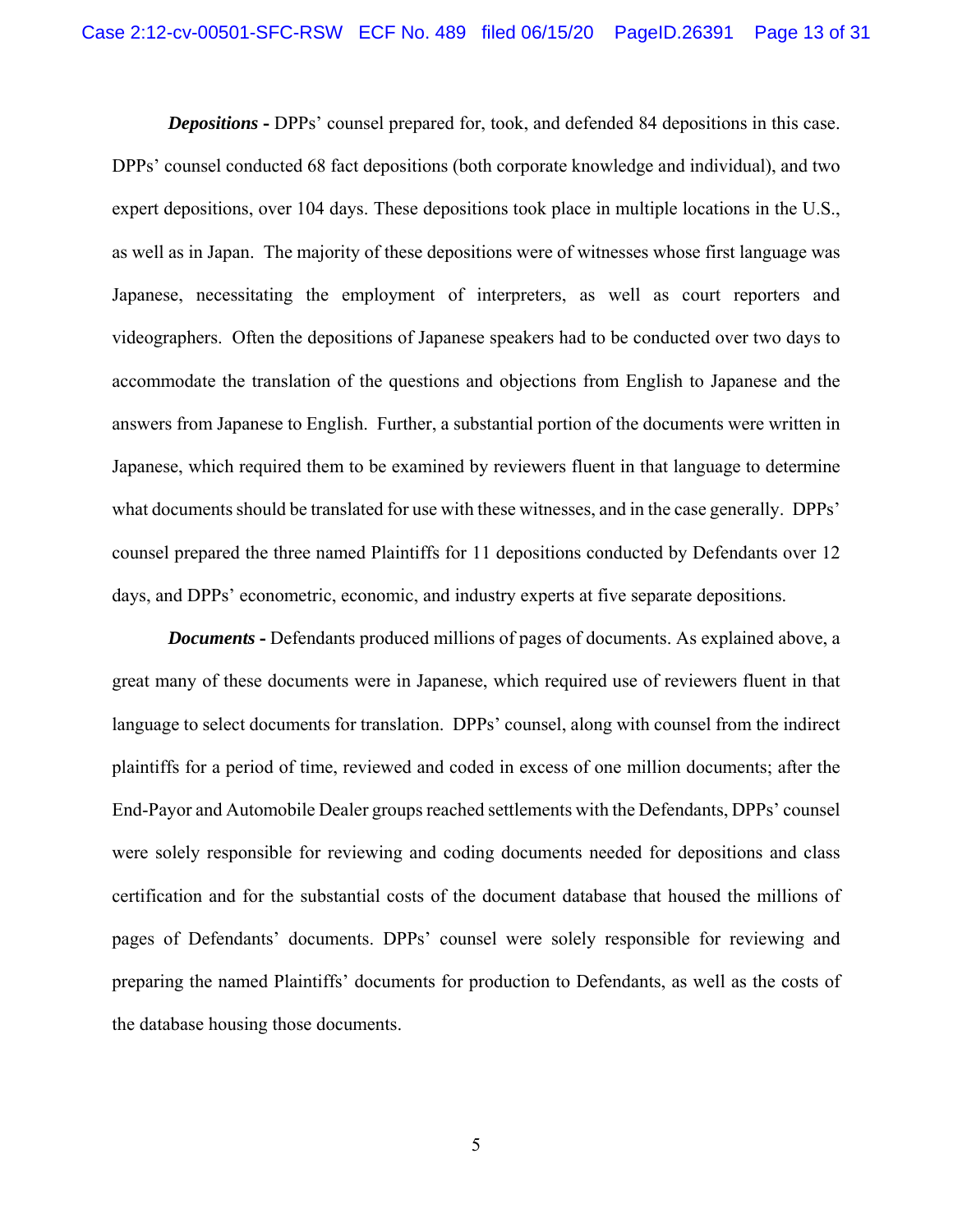***Depositions -*** DPPs' counsel prepared for, took, and defended 84 depositions in this case. DPPs' counsel conducted 68 fact depositions (both corporate knowledge and individual), and two expert depositions, over 104 days. These depositions took place in multiple locations in the U.S., as well as in Japan. The majority of these depositions were of witnesses whose first language was Japanese, necessitating the employment of interpreters, as well as court reporters and videographers. Often the depositions of Japanese speakers had to be conducted over two days to accommodate the translation of the questions and objections from English to Japanese and the answers from Japanese to English. Further, a substantial portion of the documents were written in Japanese, which required them to be examined by reviewers fluent in that language to determine what documents should be translated for use with these witnesses, and in the case generally. DPPs' counsel prepared the three named Plaintiffs for 11 depositions conducted by Defendants over 12 days, and DPPs' econometric, economic, and industry experts at five separate depositions.

***Documents -*** Defendants produced millions of pages of documents. As explained above, a great many of these documents were in Japanese, which required use of reviewers fluent in that language to select documents for translation. DPPs' counsel, along with counsel from the indirect plaintiffs for a period of time, reviewed and coded in excess of one million documents; after the End-Payor and Automobile Dealer groups reached settlements with the Defendants, DPPs' counsel were solely responsible for reviewing and coding documents needed for depositions and class certification and for the substantial costs of the document database that housed the millions of pages of Defendants' documents. DPPs' counsel were solely responsible for reviewing and preparing the named Plaintiffs' documents for production to Defendants, as well as the costs of the database housing those documents.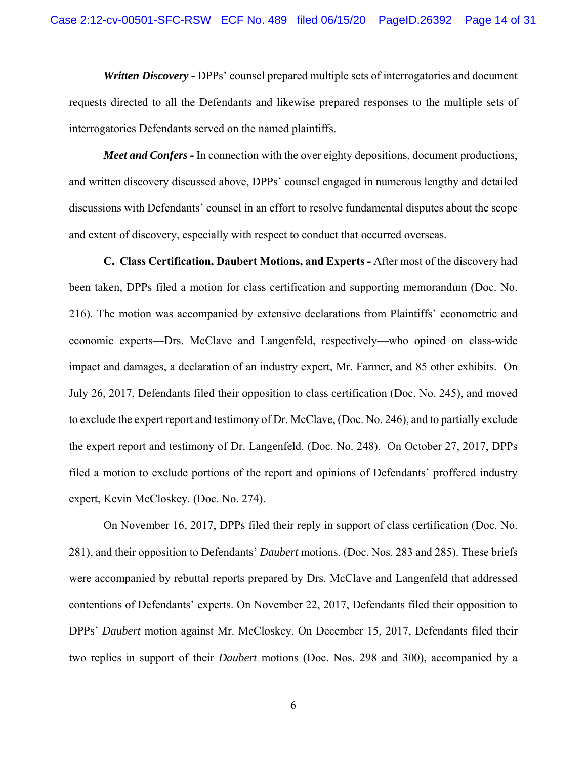***Written Discovery -*** DPPs' counsel prepared multiple sets of interrogatories and document requests directed to all the Defendants and likewise prepared responses to the multiple sets of interrogatories Defendants served on the named plaintiffs.

***Meet and Confers -*** In connection with the over eighty depositions, document productions, and written discovery discussed above, DPPs' counsel engaged in numerous lengthy and detailed discussions with Defendants' counsel in an effort to resolve fundamental disputes about the scope and extent of discovery, especially with respect to conduct that occurred overseas.

**C. Class Certification, Daubert Motions, and Experts -** After most of the discovery had been taken, DPPs filed a motion for class certification and supporting memorandum (Doc. No. 216). The motion was accompanied by extensive declarations from Plaintiffs' econometric and economic experts—Drs. McClave and Langenfeld, respectively—who opined on class-wide impact and damages, a declaration of an industry expert, Mr. Farmer, and 85 other exhibits. On July 26, 2017, Defendants filed their opposition to class certification (Doc. No. 245), and moved to exclude the expert report and testimony of Dr. McClave, (Doc. No. 246), and to partially exclude the expert report and testimony of Dr. Langenfeld. (Doc. No. 248). On October 27, 2017, DPPs filed a motion to exclude portions of the report and opinions of Defendants' proffered industry expert, Kevin McCloskey. (Doc. No. 274).

On November 16, 2017, DPPs filed their reply in support of class certification (Doc. No. 281), and their opposition to Defendants' *Daubert* motions. (Doc. Nos. 283 and 285). These briefs were accompanied by rebuttal reports prepared by Drs. McClave and Langenfeld that addressed contentions of Defendants' experts. On November 22, 2017, Defendants filed their opposition to DPPs' *Daubert* motion against Mr. McCloskey. On December 15, 2017, Defendants filed their two replies in support of their *Daubert* motions (Doc. Nos. 298 and 300), accompanied by a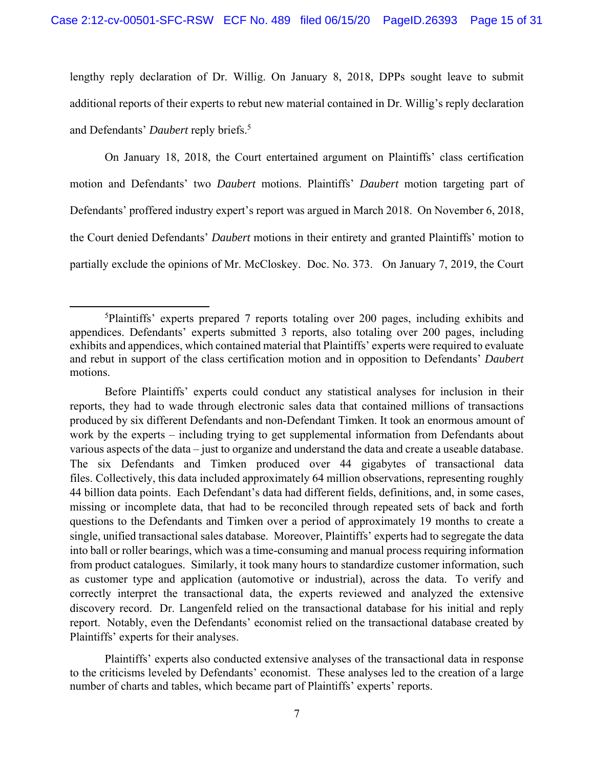lengthy reply declaration of Dr. Willig. On January 8, 2018, DPPs sought leave to submit additional reports of their experts to rebut new material contained in Dr. Willig's reply declaration and Defendants' *Daubert* reply briefs.[5]

On January 18, 2018, the Court entertained argument on Plaintiffs' class certification motion and Defendants' two *Daubert* motions. Plaintiffs' *Daubert* motion targeting part of Defendants' proffered industry expert's report was argued in March 2018. On November 6, 2018, the Court denied Defendants' *Daubert* motions in their entirety and granted Plaintiffs' motion to partially exclude the opinions of Mr. McCloskey. Doc. No. 373. On January 7, 2019, the Court

---

[5]Plaintiffs' experts prepared 7 reports totaling over 200 pages, including exhibits and appendices. Defendants' experts submitted 3 reports, also totaling over 200 pages, including exhibits and appendices, which contained material that Plaintiffs' experts were required to evaluate and rebut in support of the class certification motion and in opposition to Defendants' *Daubert* motions.

Before Plaintiffs' experts could conduct any statistical analyses for inclusion in their reports, they had to wade through electronic sales data that contained millions of transactions produced by six different Defendants and non-Defendant Timken. It took an enormous amount of work by the experts – including trying to get supplemental information from Defendants about various aspects of the data – just to organize and understand the data and create a useable database. The six Defendants and Timken produced over 44 gigabytes of transactional data files. Collectively, this data included approximately 64 million observations, representing roughly 44 billion data points. Each Defendant's data had different fields, definitions, and, in some cases, missing or incomplete data, that had to be reconciled through repeated sets of back and forth questions to the Defendants and Timken over a period of approximately 19 months to create a single, unified transactional sales database. Moreover, Plaintiffs' experts had to segregate the data into ball or roller bearings, which was a time-consuming and manual process requiring information from product catalogues. Similarly, it took many hours to standardize customer information, such as customer type and application (automotive or industrial), across the data. To verify and correctly interpret the transactional data, the experts reviewed and analyzed the extensive discovery record. Dr. Langenfeld relied on the transactional database for his initial and reply report. Notably, even the Defendants' economist relied on the transactional database created by Plaintiffs' experts for their analyses.

Plaintiffs' experts also conducted extensive analyses of the transactional data in response to the criticisms leveled by Defendants' economist. These analyses led to the creation of a large number of charts and tables, which became part of Plaintiffs' experts' reports.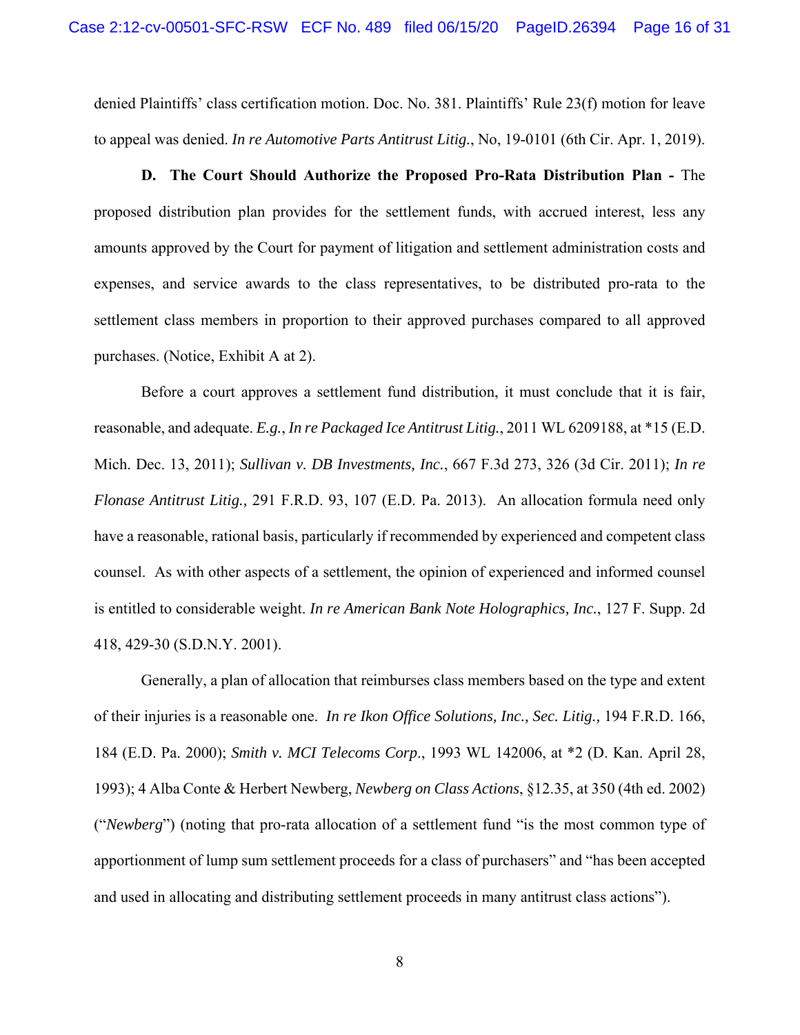denied Plaintiffs' class certification motion. Doc. No. 381. Plaintiffs' Rule 23(f) motion for leave to appeal was denied. *In re Automotive Parts Antitrust Litig.*, No, 19-0101 (6th Cir. Apr. 1, 2019).

**D. The Court Should Authorize the Proposed Pro-Rata Distribution Plan -** The proposed distribution plan provides for the settlement funds, with accrued interest, less any amounts approved by the Court for payment of litigation and settlement administration costs and expenses, and service awards to the class representatives, to be distributed pro-rata to the settlement class members in proportion to their approved purchases compared to all approved purchases. (Notice, Exhibit A at 2).

Before a court approves a settlement fund distribution, it must conclude that it is fair, reasonable, and adequate. *E.g.*, *In re Packaged Ice Antitrust Litig.*, 2011 WL 6209188, at *15 (E.D. Mich. Dec. 13, 2011); *Sullivan v. DB Investments, Inc.*, 667 F.3d 273, 326 (3d Cir. 2011); *In re Flonase Antitrust Litig.,* 291 F.R.D. 93, 107 (E.D. Pa. 2013). An allocation formula need only have a reasonable, rational basis, particularly if recommended by experienced and competent class counsel. As with other aspects of a settlement, the opinion of experienced and informed counsel is entitled to considerable weight. *In re American Bank Note Holographics, Inc.*, 127 F. Supp. 2d 418, 429-30 (S.D.N.Y. 2001).

Generally, a plan of allocation that reimburses class members based on the type and extent of their injuries is a reasonable one. *In re Ikon Office Solutions, Inc., Sec. Litig.,* 194 F.R.D. 166, 184 (E.D. Pa. 2000); *Smith v. MCI Telecoms Corp*., 1993 WL 142006, at *2 (D. Kan. April 28, 1993); 4 Alba Conte & Herbert Newberg, *Newberg on Class Actions*, §12.35, at 350 (4th ed. 2002) ("*Newberg*") (noting that pro-rata allocation of a settlement fund "is the most common type of apportionment of lump sum settlement proceeds for a class of purchasers" and "has been accepted and used in allocating and distributing settlement proceeds in many antitrust class actions").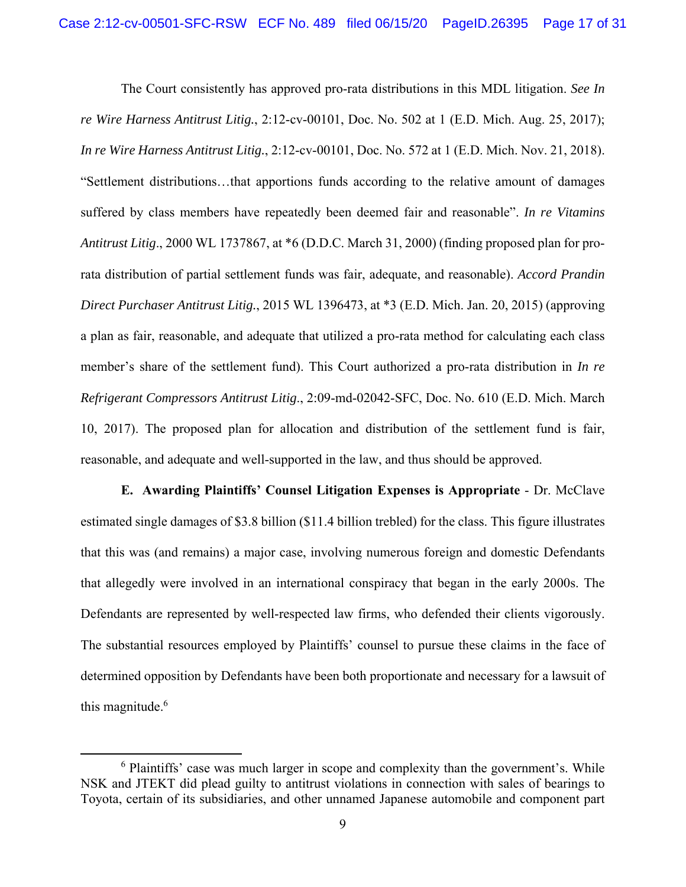The Court consistently has approved pro-rata distributions in this MDL litigation. *See In re Wire Harness Antitrust Litig.*, 2:12-cv-00101, Doc. No. 502 at 1 (E.D. Mich. Aug. 25, 2017); *In re Wire Harness Antitrust Litig.*, 2:12-cv-00101, Doc. No. 572 at 1 (E.D. Mich. Nov. 21, 2018). "Settlement distributions…that apportions funds according to the relative amount of damages suffered by class members have repeatedly been deemed fair and reasonable". *In re Vitamins Antitrust Litig*., 2000 WL 1737867, at *6 (D.D.C. March 31, 2000) (finding proposed plan for pro-rata distribution of partial settlement funds was fair, adequate, and reasonable). *Accord Prandin Direct Purchaser Antitrust Litig.*, 2015 WL 1396473, at *3 (E.D. Mich. Jan. 20, 2015) (approving a plan as fair, reasonable, and adequate that utilized a pro-rata method for calculating each class member's share of the settlement fund). This Court authorized a pro-rata distribution in *In re Refrigerant Compressors Antitrust Litig*., 2:09-md-02042-SFC, Doc. No. 610 (E.D. Mich. March 10, 2017). The proposed plan for allocation and distribution of the settlement fund is fair, reasonable, and adequate and well-supported in the law, and thus should be approved.

**E. Awarding Plaintiffs' Counsel Litigation Expenses is Appropriate** - Dr. McClave estimated single damages of $3.8 billion ($11.4 billion trebled) for the class. This figure illustrates that this was (and remains) a major case, involving numerous foreign and domestic Defendants that allegedly were involved in an international conspiracy that began in the early 2000s. The Defendants are represented by well-respected law firms, who defended their clients vigorously. The substantial resources employed by Plaintiffs' counsel to pursue these claims in the face of determined opposition by Defendants have been both proportionate and necessary for a lawsuit of this magnitude.[6]

[6] Plaintiffs' case was much larger in scope and complexity than the government's. While NSK and JTEKT did plead guilty to antitrust violations in connection with sales of bearings to Toyota, certain of its subsidiaries, and other unnamed Japanese automobile and component part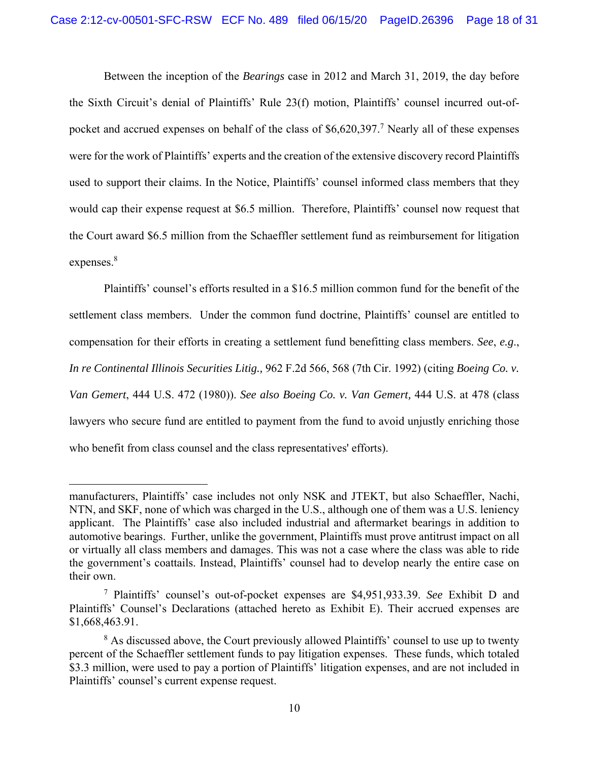Between the inception of the *Bearings* case in 2012 and March 31, 2019, the day before the Sixth Circuit's denial of Plaintiffs' Rule 23(f) motion, Plaintiffs' counsel incurred out-of-pocket and accrued expenses on behalf of the class of $6,620,397.[7] Nearly all of these expenses were for the work of Plaintiffs' experts and the creation of the extensive discovery record Plaintiffs used to support their claims. In the Notice, Plaintiffs' counsel informed class members that they would cap their expense request at $6.5 million. Therefore, Plaintiffs' counsel now request that the Court award $6.5 million from the Schaeffler settlement fund as reimbursement for litigation expenses.[8]

Plaintiffs' counsel's efforts resulted in a $16.5 million common fund for the benefit of the settlement class members. Under the common fund doctrine, Plaintiffs' counsel are entitled to compensation for their efforts in creating a settlement fund benefitting class members. *See*, *e.g.*, *In re Continental Illinois Securities Litig.,* 962 F.2d 566, 568 (7th Cir. 1992) (citing *Boeing Co. v. Van Gemert*, 444 U.S. 472 (1980)). *See also Boeing Co. v. Van Gemert,* 444 U.S. at 478 (class lawyers who secure fund are entitled to payment from the fund to avoid unjustly enriching those who benefit from class counsel and the class representatives' efforts).

---

manufacturers, Plaintiffs' case includes not only NSK and JTEKT, but also Schaeffler, Nachi, NTN, and SKF, none of which was charged in the U.S., although one of them was a U.S. leniency applicant. The Plaintiffs' case also included industrial and aftermarket bearings in addition to automotive bearings. Further, unlike the government, Plaintiffs must prove antitrust impact on all or virtually all class members and damages. This was not a case where the class was able to ride the government's coattails. Instead, Plaintiffs' counsel had to develop nearly the entire case on their own.

[7] Plaintiffs' counsel's out-of-pocket expenses are $4,951,933.39. *See* Exhibit D and Plaintiffs' Counsel's Declarations (attached hereto as Exhibit E). Their accrued expenses are $1,668,463.91.

[8] As discussed above, the Court previously allowed Plaintiffs' counsel to use up to twenty percent of the Schaeffler settlement funds to pay litigation expenses. These funds, which totaled $3.3 million, were used to pay a portion of Plaintiffs' litigation expenses, and are not included in Plaintiffs' counsel's current expense request.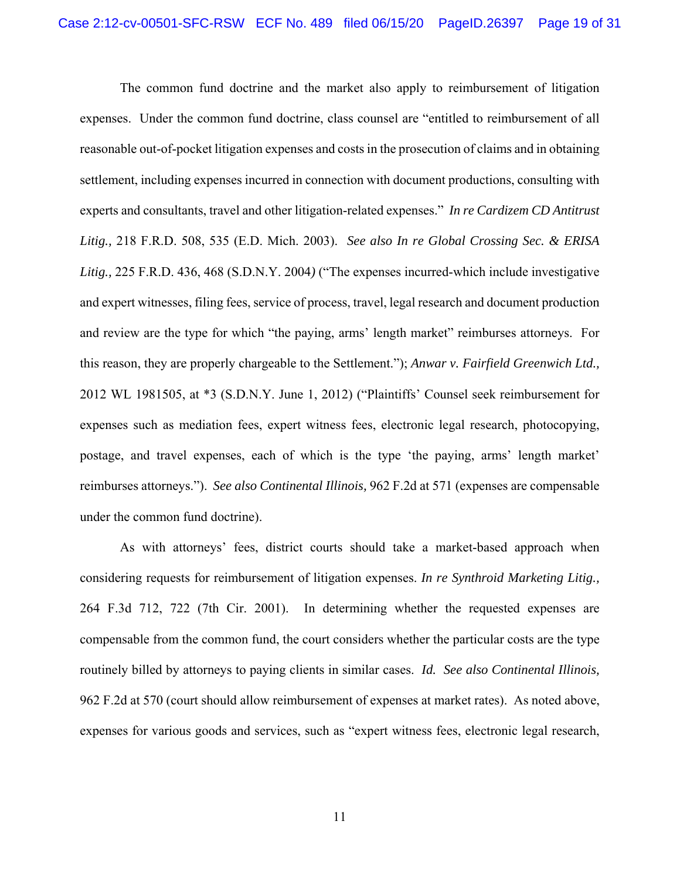The common fund doctrine and the market also apply to reimbursement of litigation expenses. Under the common fund doctrine, class counsel are "entitled to reimbursement of all reasonable out-of-pocket litigation expenses and costs in the prosecution of claims and in obtaining settlement, including expenses incurred in connection with document productions, consulting with experts and consultants, travel and other litigation-related expenses." *In re Cardizem CD Antitrust Litig.,* 218 F.R.D. 508, 535 (E.D. Mich. 2003). *See also In re Global Crossing Sec. & ERISA Litig.,* 225 F.R.D. 436, 468 (S.D.N.Y. 2004*)* ("The expenses incurred-which include investigative and expert witnesses, filing fees, service of process, travel, legal research and document production and review are the type for which "the paying, arms' length market" reimburses attorneys. For this reason, they are properly chargeable to the Settlement."); *Anwar v. Fairfield Greenwich Ltd.,* 2012 WL 1981505, at *3 (S.D.N.Y. June 1, 2012) ("Plaintiffs' Counsel seek reimbursement for expenses such as mediation fees, expert witness fees, electronic legal research, photocopying, postage, and travel expenses, each of which is the type 'the paying, arms' length market' reimburses attorneys."). *See also Continental Illinois,* 962 F.2d at 571 (expenses are compensable under the common fund doctrine).

As with attorneys' fees, district courts should take a market-based approach when considering requests for reimbursement of litigation expenses. *In re Synthroid Marketing Litig.,* 264 F.3d 712, 722 (7th Cir. 2001). In determining whether the requested expenses are compensable from the common fund, the court considers whether the particular costs are the type routinely billed by attorneys to paying clients in similar cases. *Id. See also Continental Illinois,* 962 F.2d at 570 (court should allow reimbursement of expenses at market rates). As noted above, expenses for various goods and services, such as "expert witness fees, electronic legal research,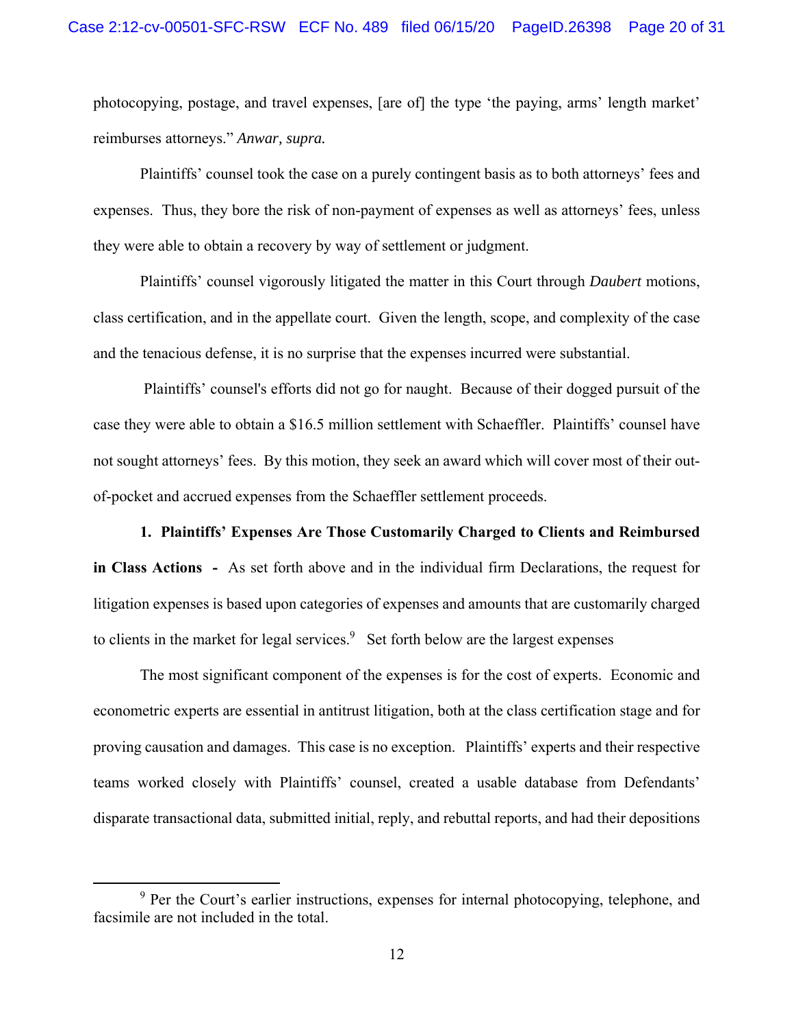photocopying, postage, and travel expenses, [are of] the type 'the paying, arms' length market' reimburses attorneys." *Anwar, supra.*

Plaintiffs' counsel took the case on a purely contingent basis as to both attorneys' fees and expenses. Thus, they bore the risk of non-payment of expenses as well as attorneys' fees, unless they were able to obtain a recovery by way of settlement or judgment.

Plaintiffs' counsel vigorously litigated the matter in this Court through *Daubert* motions, class certification, and in the appellate court. Given the length, scope, and complexity of the case and the tenacious defense, it is no surprise that the expenses incurred were substantial.

Plaintiffs' counsel's efforts did not go for naught. Because of their dogged pursuit of the case they were able to obtain a \$16.5 million settlement with Schaeffler. Plaintiffs' counsel have not sought attorneys' fees. By this motion, they seek an award which will cover most of their out-of-pocket and accrued expenses from the Schaeffler settlement proceeds.

**1. Plaintiffs' Expenses Are Those Customarily Charged to Clients and Reimbursed in Class Actions -** As set forth above and in the individual firm Declarations, the request for litigation expenses is based upon categories of expenses and amounts that are customarily charged to clients in the market for legal services.[9] Set forth below are the largest expenses

The most significant component of the expenses is for the cost of experts. Economic and econometric experts are essential in antitrust litigation, both at the class certification stage and for proving causation and damages. This case is no exception. Plaintiffs' experts and their respective teams worked closely with Plaintiffs' counsel, created a usable database from Defendants' disparate transactional data, submitted initial, reply, and rebuttal reports, and had their depositions

[9] Per the Court's earlier instructions, expenses for internal photocopying, telephone, and facsimile are not included in the total.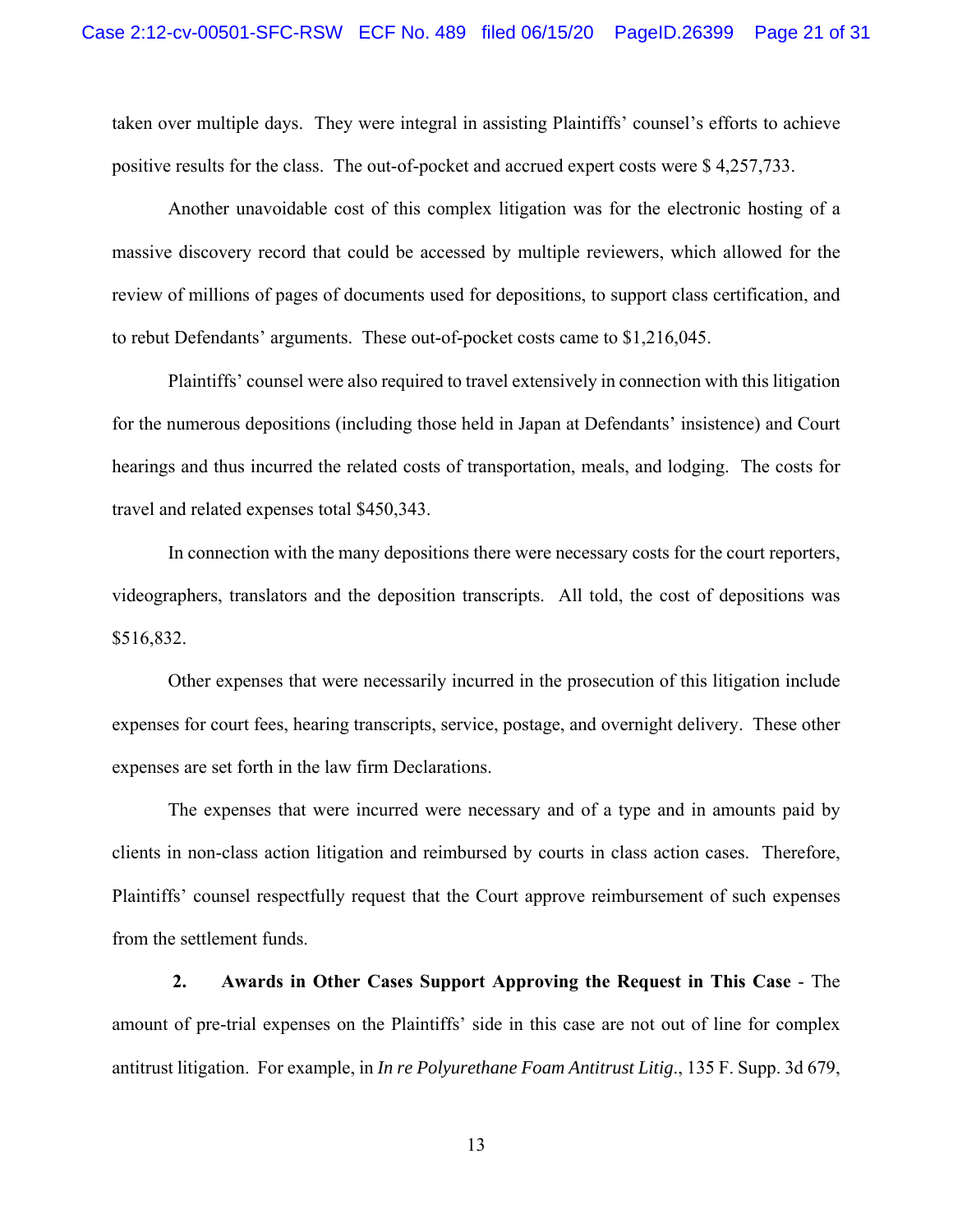taken over multiple days. They were integral in assisting Plaintiffs' counsel's efforts to achieve positive results for the class. The out-of-pocket and accrued expert costs were $ 4,257,733.

Another unavoidable cost of this complex litigation was for the electronic hosting of a massive discovery record that could be accessed by multiple reviewers, which allowed for the review of millions of pages of documents used for depositions, to support class certification, and to rebut Defendants' arguments. These out-of-pocket costs came to $1,216,045.

Plaintiffs' counsel were also required to travel extensively in connection with this litigation for the numerous depositions (including those held in Japan at Defendants' insistence) and Court hearings and thus incurred the related costs of transportation, meals, and lodging. The costs for travel and related expenses total $450,343.

In connection with the many depositions there were necessary costs for the court reporters, videographers, translators and the deposition transcripts. All told, the cost of depositions was $516,832.

Other expenses that were necessarily incurred in the prosecution of this litigation include expenses for court fees, hearing transcripts, service, postage, and overnight delivery. These other expenses are set forth in the law firm Declarations.

The expenses that were incurred were necessary and of a type and in amounts paid by clients in non-class action litigation and reimbursed by courts in class action cases. Therefore, Plaintiffs' counsel respectfully request that the Court approve reimbursement of such expenses from the settlement funds.

**2. Awards in Other Cases Support Approving the Request in This Case** - The amount of pre-trial expenses on the Plaintiffs' side in this case are not out of line for complex antitrust litigation. For example, in *In re Polyurethane Foam Antitrust Litig.*, 135 F. Supp. 3d 679,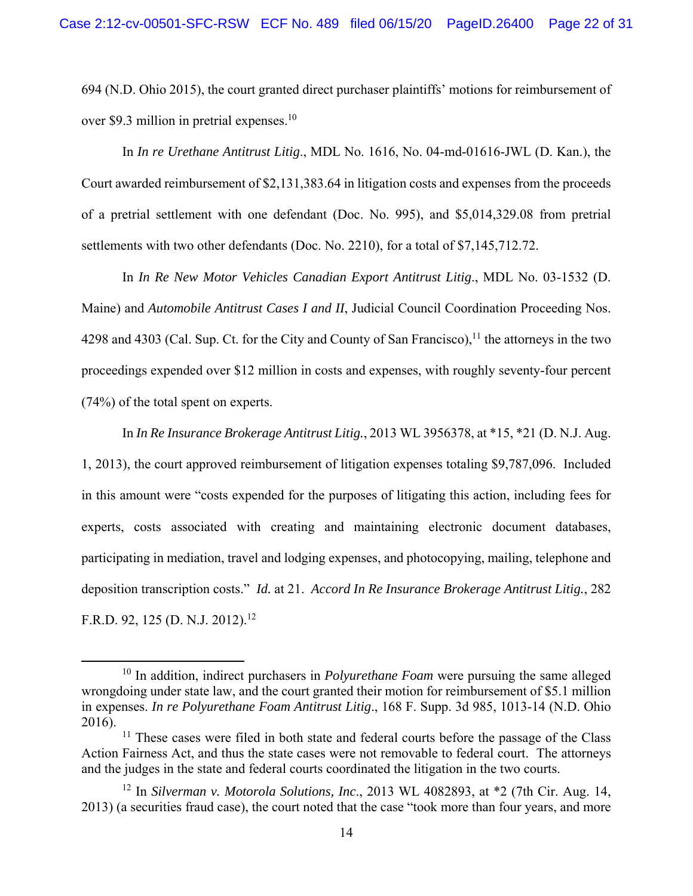694 (N.D. Ohio 2015), the court granted direct purchaser plaintiffs' motions for reimbursement of over $9.3 million in pretrial expenses.[10]

In *In re Urethane Antitrust Litig.*, MDL No. 1616, No. 04-md-01616-JWL (D. Kan.), the Court awarded reimbursement of $2,131,383.64 in litigation costs and expenses from the proceeds of a pretrial settlement with one defendant (Doc. No. 995), and $5,014,329.08 from pretrial settlements with two other defendants (Doc. No. 2210), for a total of $7,145,712.72.

In *In Re New Motor Vehicles Canadian Export Antitrust Litig.*, MDL No. 03-1532 (D. Maine) and *Automobile Antitrust Cases I and II*, Judicial Council Coordination Proceeding Nos. 4298 and 4303 (Cal. Sup. Ct. for the City and County of San Francisco),[11] the attorneys in the two proceedings expended over $12 million in costs and expenses, with roughly seventy-four percent (74%) of the total spent on experts.

In *In Re Insurance Brokerage Antitrust Litig.*, 2013 WL 3956378, at *15, *21 (D. N.J. Aug. 1, 2013), the court approved reimbursement of litigation expenses totaling $9,787,096. Included in this amount were "costs expended for the purposes of litigating this action, including fees for experts, costs associated with creating and maintaining electronic document databases, participating in mediation, travel and lodging expenses, and photocopying, mailing, telephone and deposition transcription costs." *Id.* at 21. *Accord In Re Insurance Brokerage Antitrust Litig.*, 282 F.R.D. 92, 125 (D. N.J. 2012).[12]

---

[10] In addition, indirect purchasers in *Polyurethane Foam* were pursuing the same alleged wrongdoing under state law, and the court granted their motion for reimbursement of $5.1 million in expenses. *In re Polyurethane Foam Antitrust Litig*., 168 F. Supp. 3d 985, 1013-14 (N.D. Ohio 2016).

[11] These cases were filed in both state and federal courts before the passage of the Class Action Fairness Act, and thus the state cases were not removable to federal court. The attorneys and the judges in the state and federal courts coordinated the litigation in the two courts.

[12] In *Silverman v. Motorola Solutions, Inc*., 2013 WL 4082893, at *2 (7th Cir. Aug. 14, 2013) (a securities fraud case), the court noted that the case "took more than four years, and more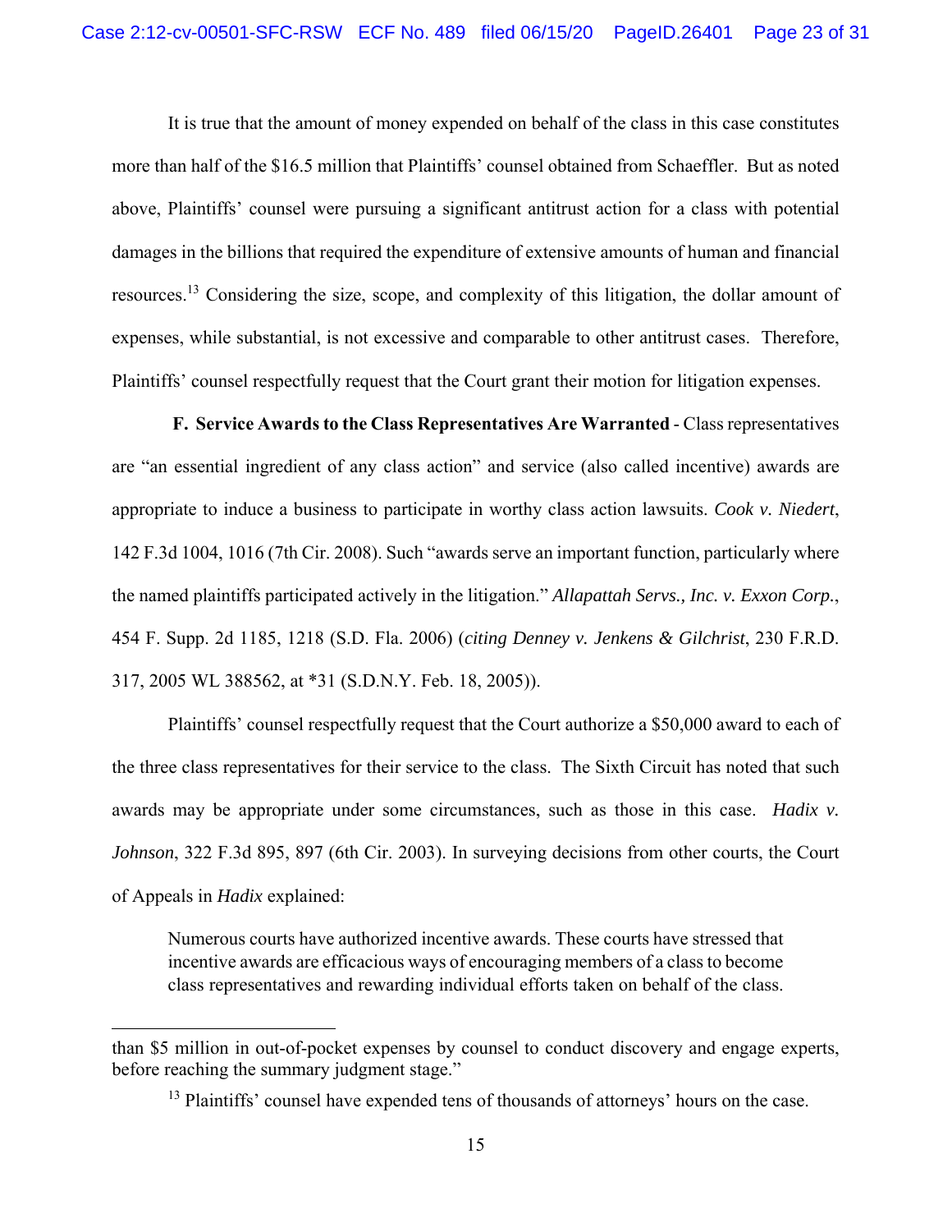It is true that the amount of money expended on behalf of the class in this case constitutes more than half of the $16.5 million that Plaintiffs' counsel obtained from Schaeffler. But as noted above, Plaintiffs' counsel were pursuing a significant antitrust action for a class with potential damages in the billions that required the expenditure of extensive amounts of human and financial resources.[13] Considering the size, scope, and complexity of this litigation, the dollar amount of expenses, while substantial, is not excessive and comparable to other antitrust cases. Therefore, Plaintiffs' counsel respectfully request that the Court grant their motion for litigation expenses.

**F. Service Awards to the Class Representatives Are Warranted** - Class representatives are "an essential ingredient of any class action" and service (also called incentive) awards are appropriate to induce a business to participate in worthy class action lawsuits. *Cook v. Niedert*, 142 F.3d 1004, 1016 (7th Cir. 2008). Such "awards serve an important function, particularly where the named plaintiffs participated actively in the litigation." *Allapattah Servs., Inc. v. Exxon Corp.*, 454 F. Supp. 2d 1185, 1218 (S.D. Fla. 2006) (*citing Denney v. Jenkens & Gilchrist*, 230 F.R.D. 317, 2005 WL 388562, at *31 (S.D.N.Y. Feb. 18, 2005)).

Plaintiffs' counsel respectfully request that the Court authorize a $50,000 award to each of the three class representatives for their service to the class. The Sixth Circuit has noted that such awards may be appropriate under some circumstances, such as those in this case. *Hadix v. Johnson*, 322 F.3d 895, 897 (6th Cir. 2003). In surveying decisions from other courts, the Court of Appeals in *Hadix* explained:

> Numerous courts have authorized incentive awards. These courts have stressed that incentive awards are efficacious ways of encouraging members of a class to become class representatives and rewarding individual efforts taken on behalf of the class.

---

than $5 million in out-of-pocket expenses by counsel to conduct discovery and engage experts, before reaching the summary judgment stage."

[13] Plaintiffs' counsel have expended tens of thousands of attorneys' hours on the case.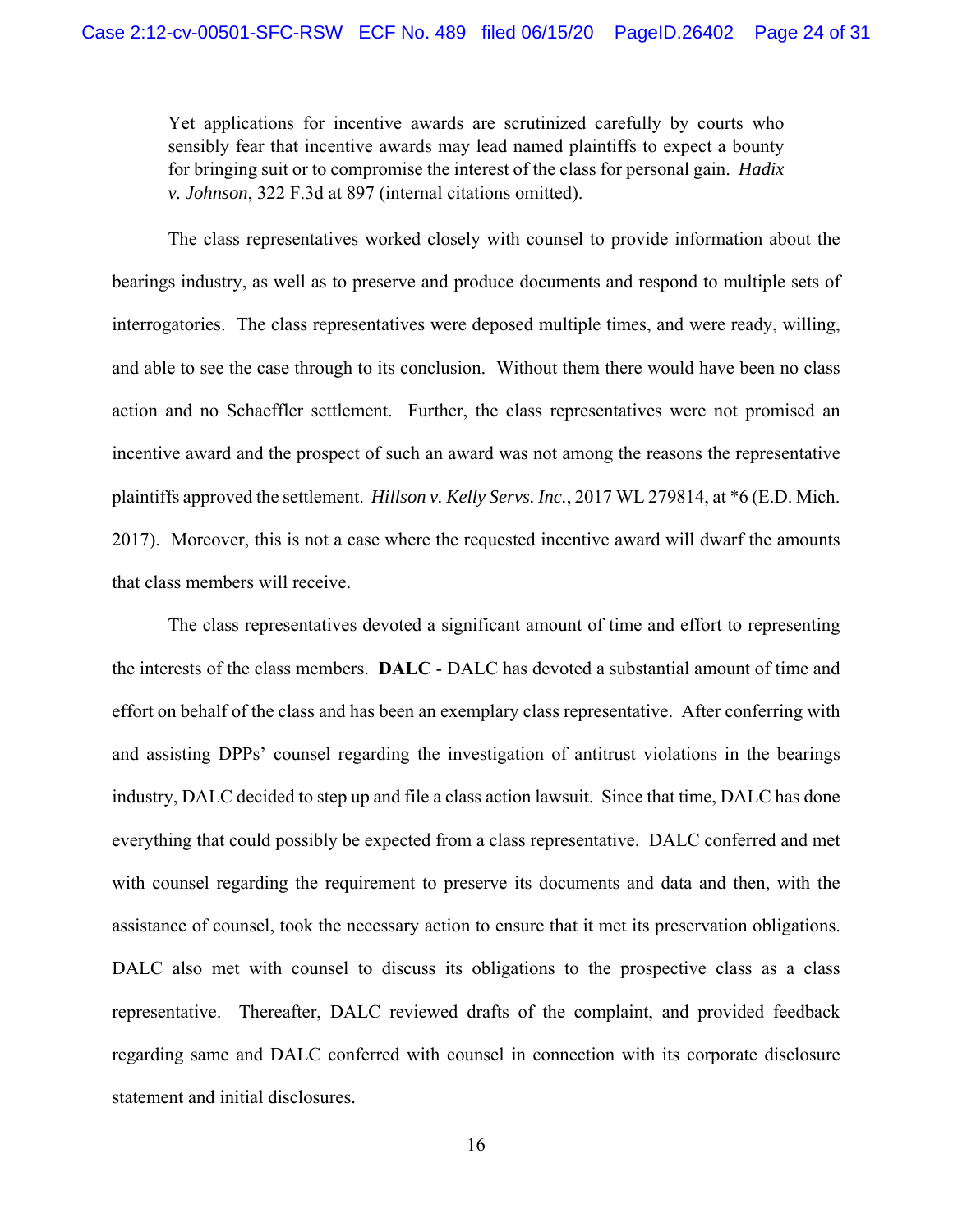> Yet applications for incentive awards are scrutinized carefully by courts who sensibly fear that incentive awards may lead named plaintiffs to expect a bounty for bringing suit or to compromise the interest of the class for personal gain. *Hadix v. Johnson*, 322 F.3d at 897 (internal citations omitted).

The class representatives worked closely with counsel to provide information about the bearings industry, as well as to preserve and produce documents and respond to multiple sets of interrogatories. The class representatives were deposed multiple times, and were ready, willing, and able to see the case through to its conclusion. Without them there would have been no class action and no Schaeffler settlement. Further, the class representatives were not promised an incentive award and the prospect of such an award was not among the reasons the representative plaintiffs approved the settlement. *Hillson v. Kelly Servs. Inc.*, 2017 WL 279814, at *6 (E.D. Mich. 2017). Moreover, this is not a case where the requested incentive award will dwarf the amounts that class members will receive.

The class representatives devoted a significant amount of time and effort to representing the interests of the class members. **DALC** - DALC has devoted a substantial amount of time and effort on behalf of the class and has been an exemplary class representative. After conferring with and assisting DPPs' counsel regarding the investigation of antitrust violations in the bearings industry, DALC decided to step up and file a class action lawsuit. Since that time, DALC has done everything that could possibly be expected from a class representative. DALC conferred and met with counsel regarding the requirement to preserve its documents and data and then, with the assistance of counsel, took the necessary action to ensure that it met its preservation obligations. DALC also met with counsel to discuss its obligations to the prospective class as a class representative. Thereafter, DALC reviewed drafts of the complaint, and provided feedback regarding same and DALC conferred with counsel in connection with its corporate disclosure statement and initial disclosures.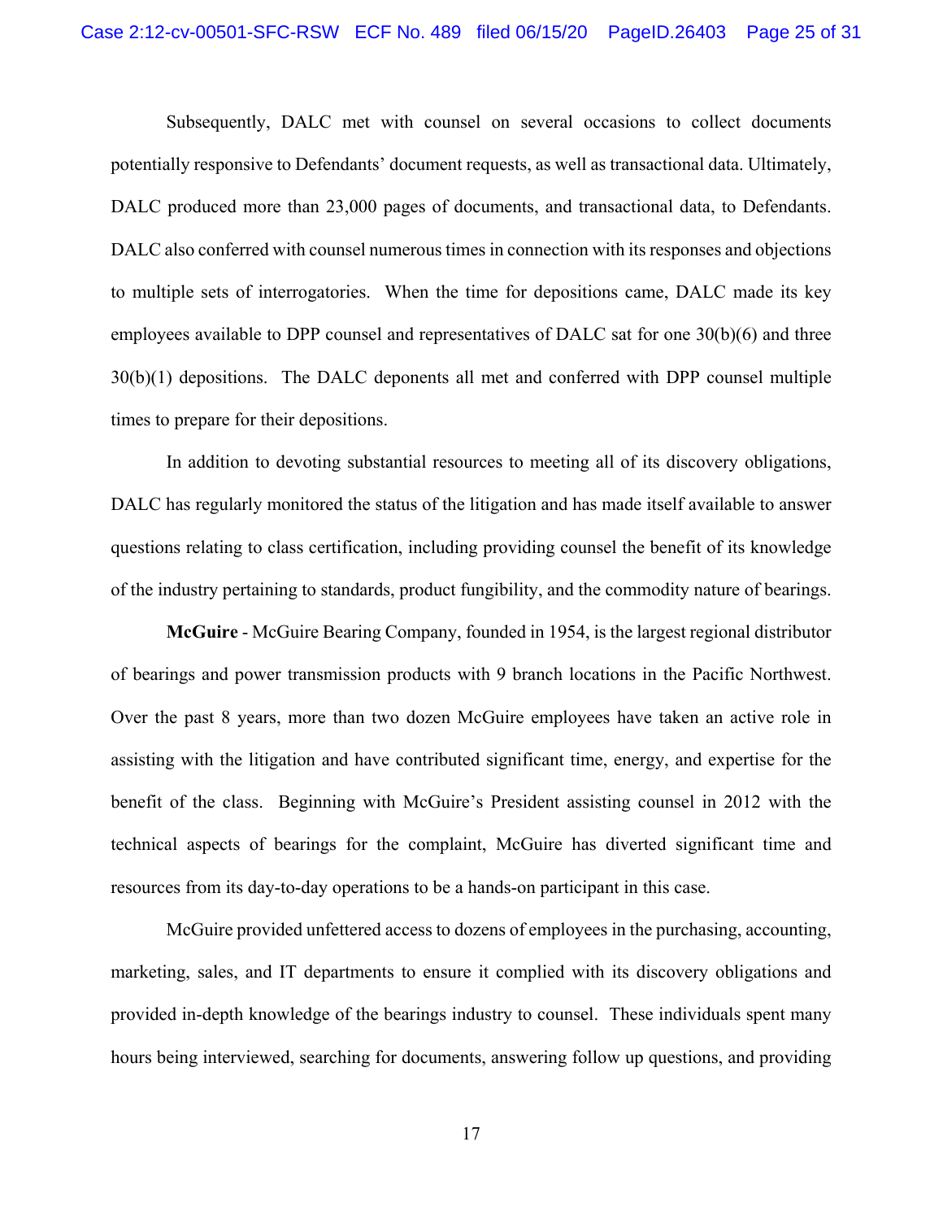Subsequently, DALC met with counsel on several occasions to collect documents potentially responsive to Defendants' document requests, as well as transactional data. Ultimately, DALC produced more than 23,000 pages of documents, and transactional data, to Defendants. DALC also conferred with counsel numerous times in connection with its responses and objections to multiple sets of interrogatories. When the time for depositions came, DALC made its key employees available to DPP counsel and representatives of DALC sat for one 30(b)(6) and three 30(b)(1) depositions. The DALC deponents all met and conferred with DPP counsel multiple times to prepare for their depositions.

In addition to devoting substantial resources to meeting all of its discovery obligations, DALC has regularly monitored the status of the litigation and has made itself available to answer questions relating to class certification, including providing counsel the benefit of its knowledge of the industry pertaining to standards, product fungibility, and the commodity nature of bearings.

**McGuire** - McGuire Bearing Company, founded in 1954, is the largest regional distributor of bearings and power transmission products with 9 branch locations in the Pacific Northwest. Over the past 8 years, more than two dozen McGuire employees have taken an active role in assisting with the litigation and have contributed significant time, energy, and expertise for the benefit of the class. Beginning with McGuire's President assisting counsel in 2012 with the technical aspects of bearings for the complaint, McGuire has diverted significant time and resources from its day-to-day operations to be a hands-on participant in this case.

McGuire provided unfettered access to dozens of employees in the purchasing, accounting, marketing, sales, and IT departments to ensure it complied with its discovery obligations and provided in-depth knowledge of the bearings industry to counsel. These individuals spent many hours being interviewed, searching for documents, answering follow up questions, and providing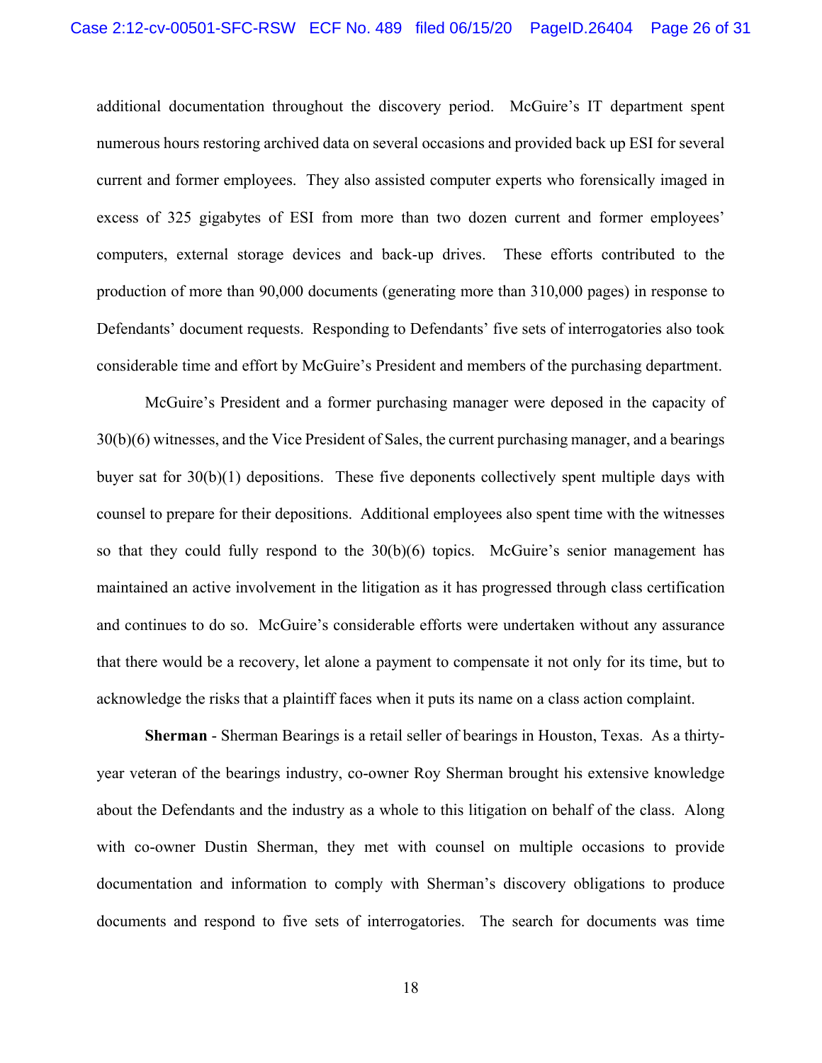additional documentation throughout the discovery period. McGuire's IT department spent numerous hours restoring archived data on several occasions and provided back up ESI for several current and former employees. They also assisted computer experts who forensically imaged in excess of 325 gigabytes of ESI from more than two dozen current and former employees' computers, external storage devices and back-up drives. These efforts contributed to the production of more than 90,000 documents (generating more than 310,000 pages) in response to Defendants' document requests. Responding to Defendants' five sets of interrogatories also took considerable time and effort by McGuire's President and members of the purchasing department.

McGuire's President and a former purchasing manager were deposed in the capacity of 30(b)(6) witnesses, and the Vice President of Sales, the current purchasing manager, and a bearings buyer sat for 30(b)(1) depositions. These five deponents collectively spent multiple days with counsel to prepare for their depositions. Additional employees also spent time with the witnesses so that they could fully respond to the 30(b)(6) topics. McGuire's senior management has maintained an active involvement in the litigation as it has progressed through class certification and continues to do so. McGuire's considerable efforts were undertaken without any assurance that there would be a recovery, let alone a payment to compensate it not only for its time, but to acknowledge the risks that a plaintiff faces when it puts its name on a class action complaint.

**Sherman** - Sherman Bearings is a retail seller of bearings in Houston, Texas. As a thirty-year veteran of the bearings industry, co-owner Roy Sherman brought his extensive knowledge about the Defendants and the industry as a whole to this litigation on behalf of the class. Along with co-owner Dustin Sherman, they met with counsel on multiple occasions to provide documentation and information to comply with Sherman's discovery obligations to produce documents and respond to five sets of interrogatories. The search for documents was time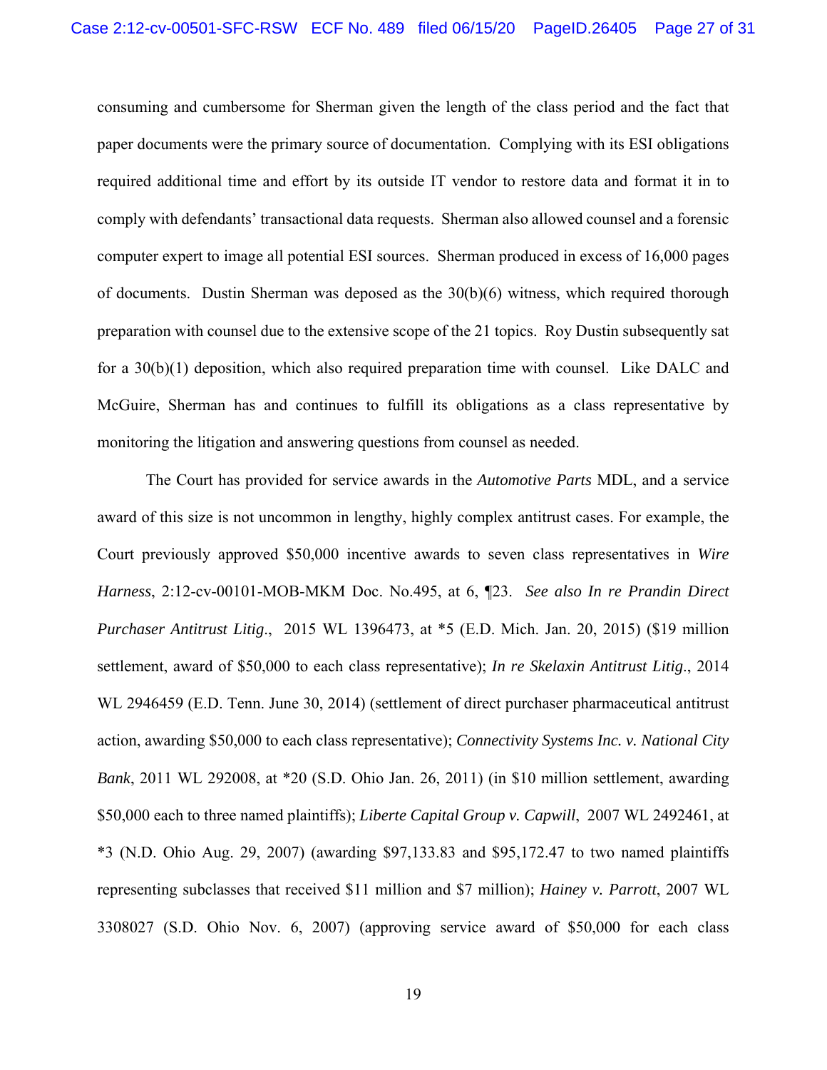consuming and cumbersome for Sherman given the length of the class period and the fact that paper documents were the primary source of documentation. Complying with its ESI obligations required additional time and effort by its outside IT vendor to restore data and format it in to comply with defendants' transactional data requests. Sherman also allowed counsel and a forensic computer expert to image all potential ESI sources. Sherman produced in excess of 16,000 pages of documents. Dustin Sherman was deposed as the 30(b)(6) witness, which required thorough preparation with counsel due to the extensive scope of the 21 topics. Roy Dustin subsequently sat for a 30(b)(1) deposition, which also required preparation time with counsel. Like DALC and McGuire, Sherman has and continues to fulfill its obligations as a class representative by monitoring the litigation and answering questions from counsel as needed.

The Court has provided for service awards in the *Automotive Parts* MDL, and a service award of this size is not uncommon in lengthy, highly complex antitrust cases. For example, the Court previously approved $50,000 incentive awards to seven class representatives in *Wire Harness*, 2:12-cv-00101-MOB-MKM Doc. No.495, at 6, ¶23. *See also In re Prandin Direct Purchaser Antitrust Litig.*, 2015 WL 1396473, at *5 (E.D. Mich. Jan. 20, 2015) ($19 million settlement, award of $50,000 to each class representative); *In re Skelaxin Antitrust Litig.*, 2014 WL 2946459 (E.D. Tenn. June 30, 2014) (settlement of direct purchaser pharmaceutical antitrust action, awarding $50,000 to each class representative); *Connectivity Systems Inc. v. National City Bank*, 2011 WL 292008, at *20 (S.D. Ohio Jan. 26, 2011) (in $10 million settlement, awarding $50,000 each to three named plaintiffs); *Liberte Capital Group v. Capwill*, 2007 WL 2492461, at *3 (N.D. Ohio Aug. 29, 2007) (awarding $97,133.83 and $95,172.47 to two named plaintiffs representing subclasses that received $11 million and $7 million); *Hainey v. Parrott*, 2007 WL 3308027 (S.D. Ohio Nov. 6, 2007) (approving service award of $50,000 for each class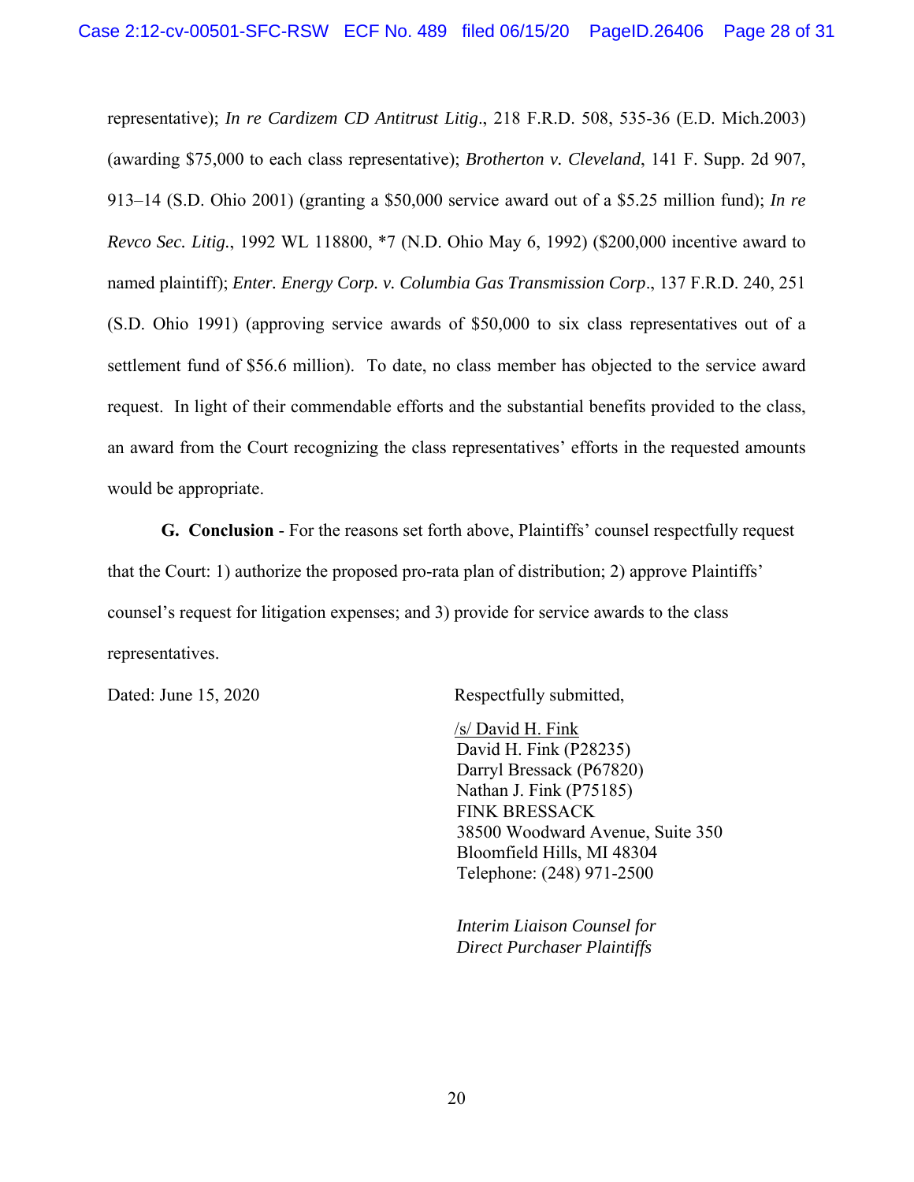representative); *In re Cardizem CD Antitrust Litig*., 218 F.R.D. 508, 535-36 (E.D. Mich.2003) (awarding $75,000 to each class representative); *Brotherton v. Cleveland*, 141 F. Supp. 2d 907, 913–14 (S.D. Ohio 2001) (granting a $50,000 service award out of a $5.25 million fund); *In re Revco Sec. Litig*., 1992 WL 118800, *7 (N.D. Ohio May 6, 1992) ($200,000 incentive award to named plaintiff); *Enter. Energy Corp. v. Columbia Gas Transmission Corp*., 137 F.R.D. 240, 251 (S.D. Ohio 1991) (approving service awards of $50,000 to six class representatives out of a settlement fund of $56.6 million). To date, no class member has objected to the service award request. In light of their commendable efforts and the substantial benefits provided to the class, an award from the Court recognizing the class representatives' efforts in the requested amounts would be appropriate.

**G. Conclusion** - For the reasons set forth above, Plaintiffs' counsel respectfully request that the Court: 1) authorize the proposed pro-rata plan of distribution; 2) approve Plaintiffs' counsel's request for litigation expenses; and 3) provide for service awards to the class representatives.

Dated: June 15, 2020

Respectfully submitted,

/s/ David H. Fink
David H. Fink (P28235)
Darryl Bressack (P67820)
Nathan J. Fink (P75185)
FINK BRESSACK
38500 Woodward Avenue, Suite 350
Bloomfield Hills, MI 48304
Telephone: (248) 971-2500

*Interim Liaison Counsel for Direct Purchaser Plaintiffs*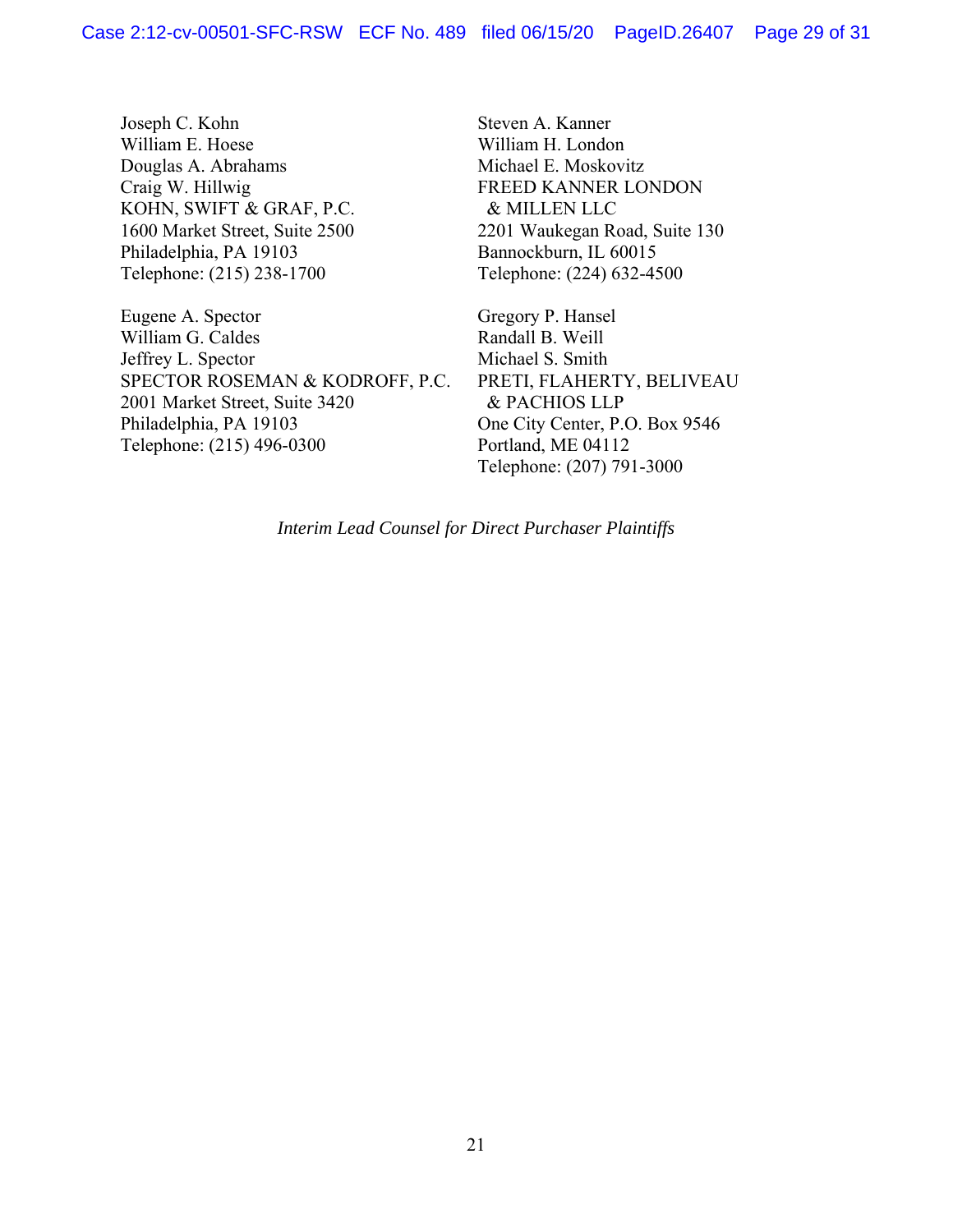Joseph C. Kohn
William E. Hoese
Douglas A. Abrahams
Craig W. Hillwig
KOHN, SWIFT & GRAF, P.C.
1600 Market Street, Suite 2500
Philadelphia, PA 19103
Telephone: (215) 238-1700

Eugene A. Spector
William G. Caldes
Jeffrey L. Spector
SPECTOR ROSEMAN & KODROFF, P.C.
2001 Market Street, Suite 3420
Philadelphia, PA 19103
Telephone: (215) 496-0300

Steven A. Kanner
William H. London
Michael E. Moskovitz
FREED KANNER LONDON & MILLEN LLC
2201 Waukegan Road, Suite 130
Bannockburn, IL 60015
Telephone: (224) 632-4500

Gregory P. Hansel
Randall B. Weill
Michael S. Smith
PRETI, FLAHERTY, BELIVEAU & PACHIOS LLP
One City Center, P.O. Box 9546
Portland, ME 04112
Telephone: (207) 791-3000

*Interim Lead Counsel for Direct Purchaser Plaintiffs*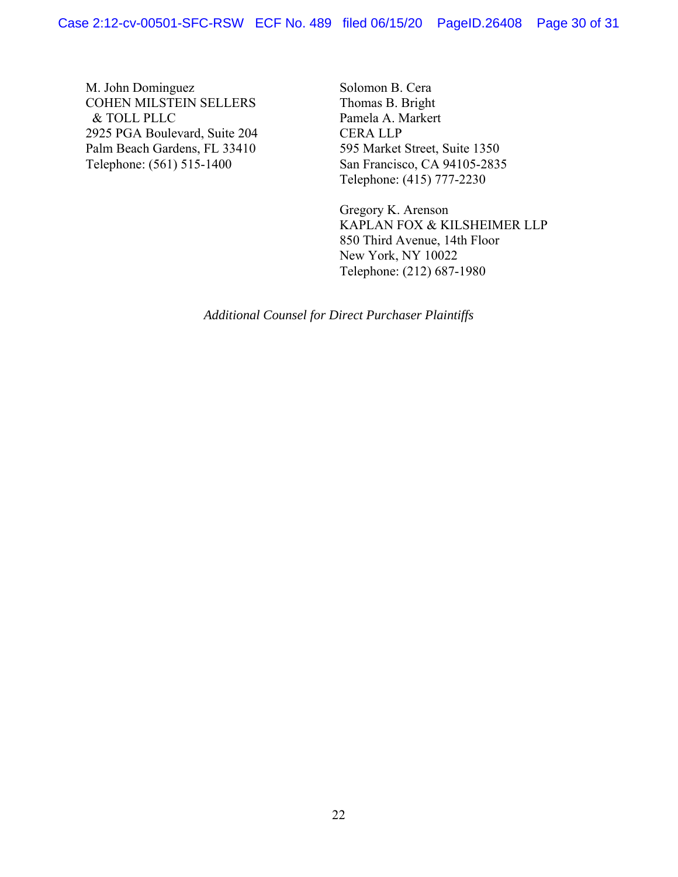M. John Dominguez
COHEN MILSTEIN SELLERS
& TOLL PLLC
2925 PGA Boulevard, Suite 204
Palm Beach Gardens, FL 33410
Telephone: (561) 515-1400

Solomon B. Cera
Thomas B. Bright
Pamela A. Markert
CERA LLP
595 Market Street, Suite 1350
San Francisco, CA 94105-2835
Telephone: (415) 777-2230

Gregory K. Arenson
KAPLAN FOX & KILSHEIMER LLP
850 Third Avenue, 14th Floor
New York, NY 10022
Telephone: (212) 687-1980

*Additional Counsel for Direct Purchaser Plaintiffs*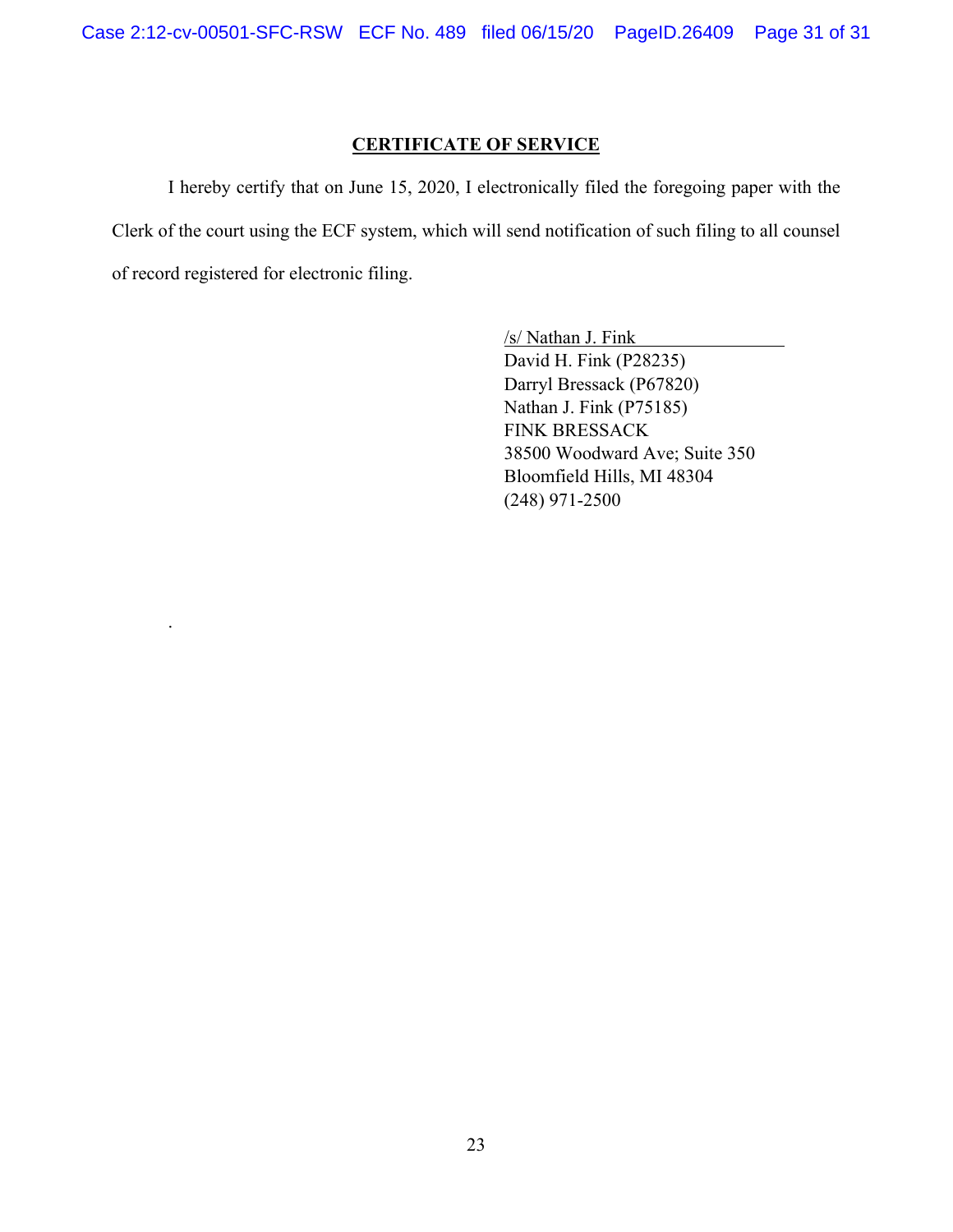## CERTIFICATE OF SERVICE

I hereby certify that on June 15, 2020, I electronically filed the foregoing paper with the Clerk of the court using the ECF system, which will send notification of such filing to all counsel of record registered for electronic filing.

/s/ Nathan J. Fink  
David H. Fink (P28235)  
Darryl Bressack (P67820)  
Nathan J. Fink (P75185)  
FINK BRESSACK  
38500 Woodward Ave; Suite 350  
Bloomfield Hills, MI 48304  
(248) 971-2500

.